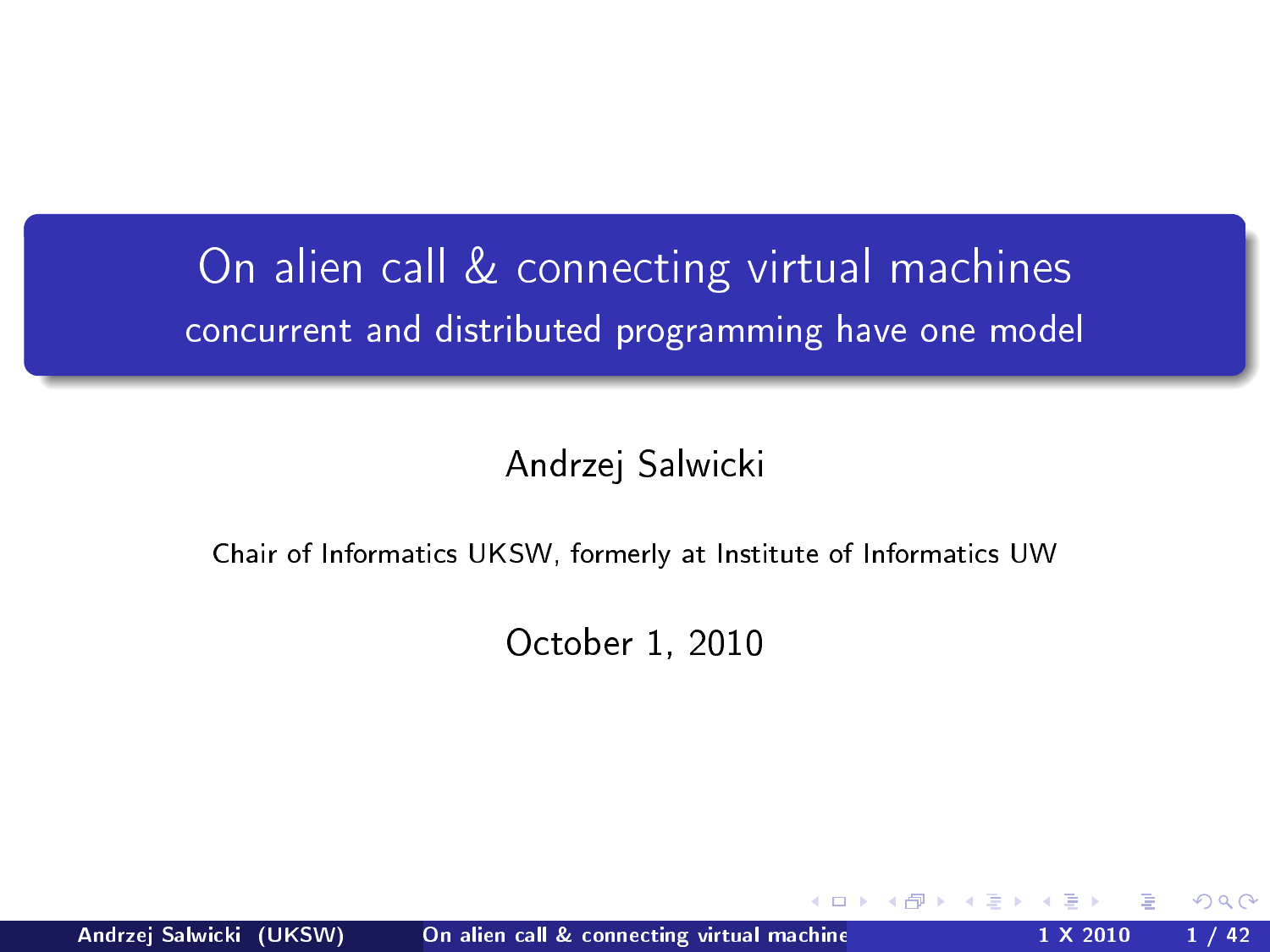# On alien call & connecting virtual machines

## concurrent and distributed programming have one model

Andrzej Salwicki

Chair of Informatics UKSW, formerly at Institute of Informatics UW

October 1, 2010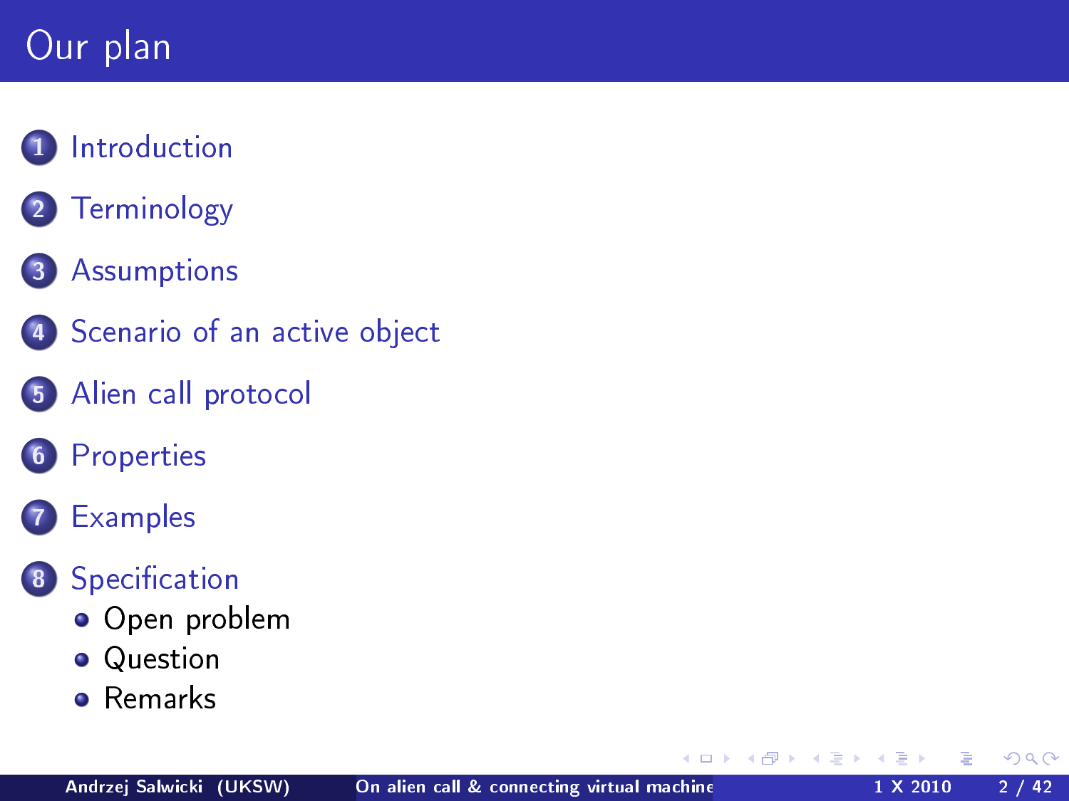# Our plan

1. Introduction
2. Terminology
3. Assumptions
4. Scenario of an active object
5. Alien call protocol
6. Properties
7. Examples
8. Specification
   - Open problem
   - Question
   - Remarks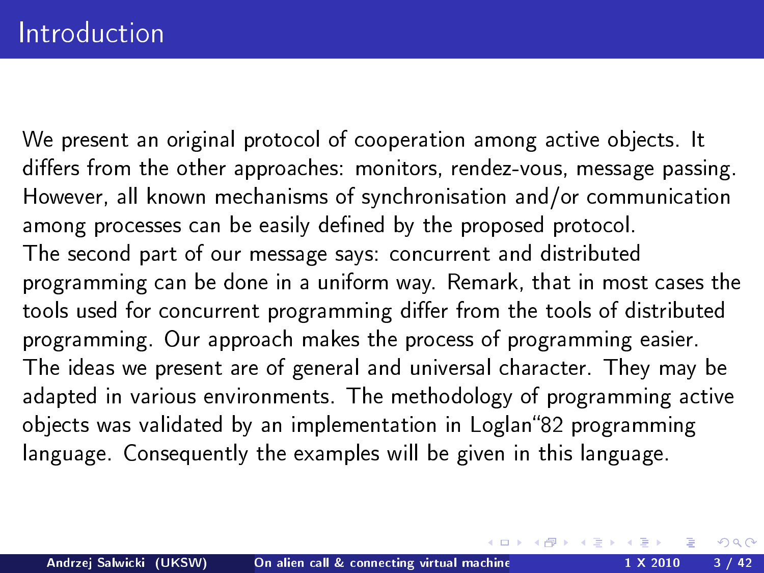# Introduction

We present an original protocol of cooperation among active objects. It differs from the other approaches: monitors, rendez-vous, message passing. However, all known mechanisms of synchronisation and/or communication among processes can be easily defined by the proposed protocol.
The second part of our message says: concurrent and distributed programming can be done in a uniform way. Remark, that in most cases the tools used for concurrent programming differ from the tools of distributed programming. Our approach makes the process of programming easier.
The ideas we present are of general and universal character. They may be adapted in various environments. The methodology of programming active objects was validated by an implementation in Loglan"82 programming language. Consequently the examples will be given in this language.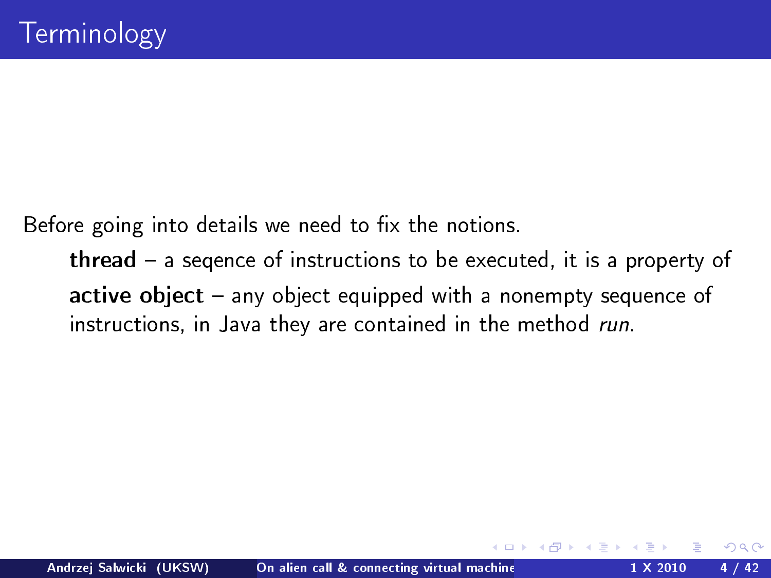# Terminology

Before going into details we need to fix the notions.

**thread** – a seqence of instructions to be executed, it is a property of

**active object** – any object equipped with a nonempty sequence of instructions, in Java they are contained in the method *run*.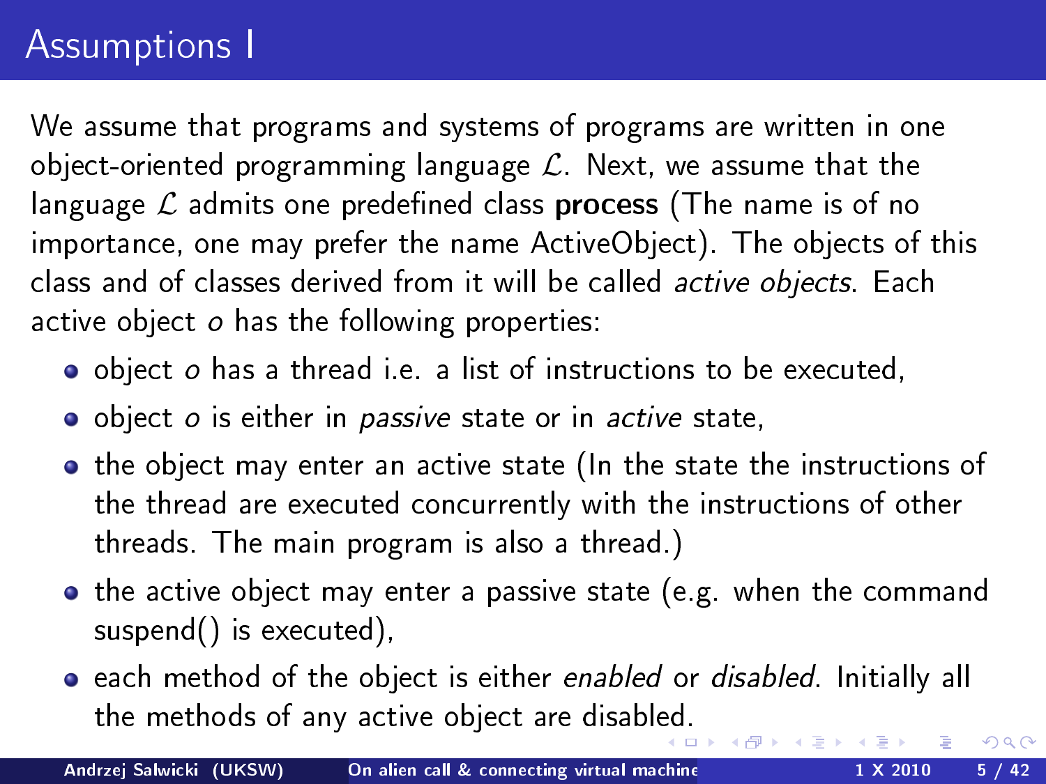# Assumptions I

We assume that programs and systems of programs are written in one object-oriented programming language $\mathcal{L}$. Next, we assume that the language $\mathcal{L}$ admits one predefined class **process** (The name is of no importance, one may prefer the name ActiveObject). The objects of this class and of classes derived from it will be called *active objects*. Each active object $o$ has the following properties:

- object $o$ has a thread i.e. a list of instructions to be executed,
- object $o$ is either in *passive* state or in *active* state,
- the object may enter an active state (In the state the instructions of the thread are executed concurrently with the instructions of other threads. The main program is also a thread.)
- the active object may enter a passive state (e.g. when the command suspend() is executed),
- each method of the object is either *enabled* or *disabled*. Initially all the methods of any active object are disabled.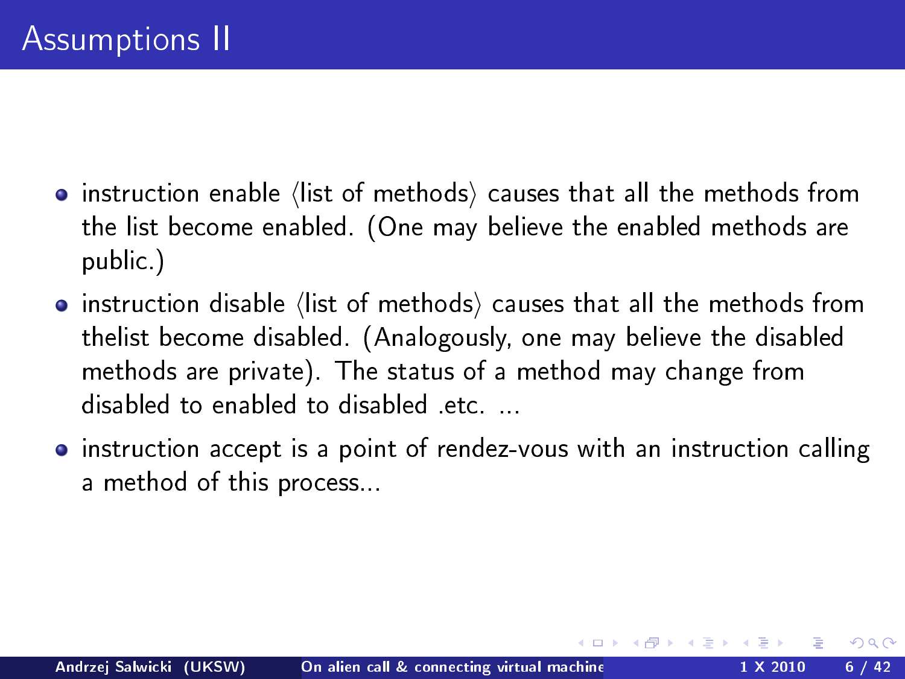# Assumptions II

- instruction enable ⟨list of methods⟩ causes that all the methods from the list become enabled. (One may believe the enabled methods are public.)
- instruction disable ⟨list of methods⟩ causes that all the methods from thelist become disabled. (Analogously, one may believe the disabled methods are private). The status of a method may change from disabled to enabled to disabled .etc. ...
- instruction accept is a point of rendez-vous with an instruction calling a method of this process...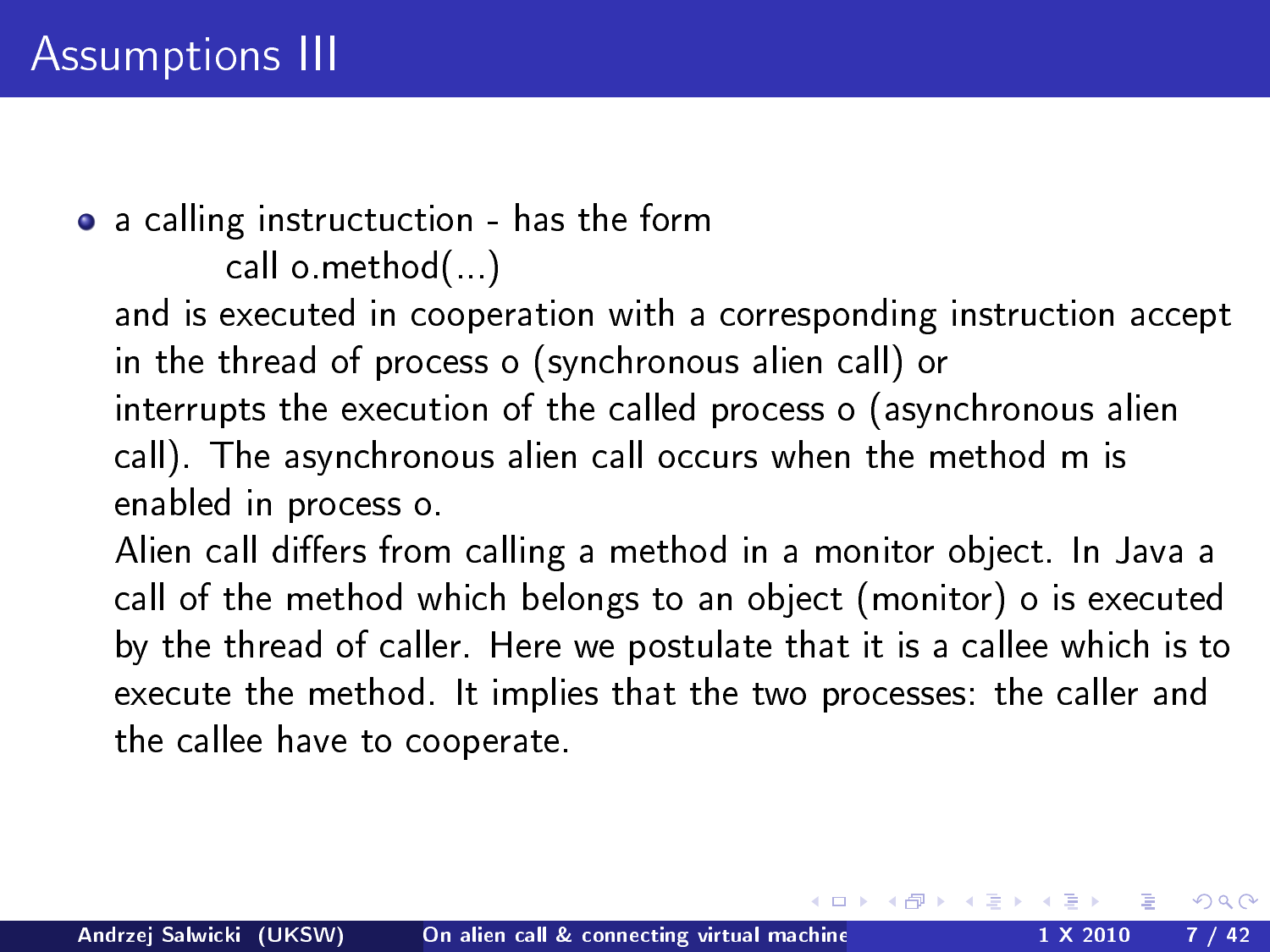# Assumptions III

- a calling instructuction - has the form

  call o.method(...)

  and is executed in cooperation with a corresponding instruction accept in the thread of process o (synchronous alien call) or interrupts the execution of the called process o (asynchronous alien call). The asynchronous alien call occurs when the method m is enabled in process o.

  Alien call differs from calling a method in a monitor object. In Java a call of the method which belongs to an object (monitor) o is executed by the thread of caller. Here we postulate that it is a callee which is to execute the method. It implies that the two processes: the caller and the callee have to cooperate.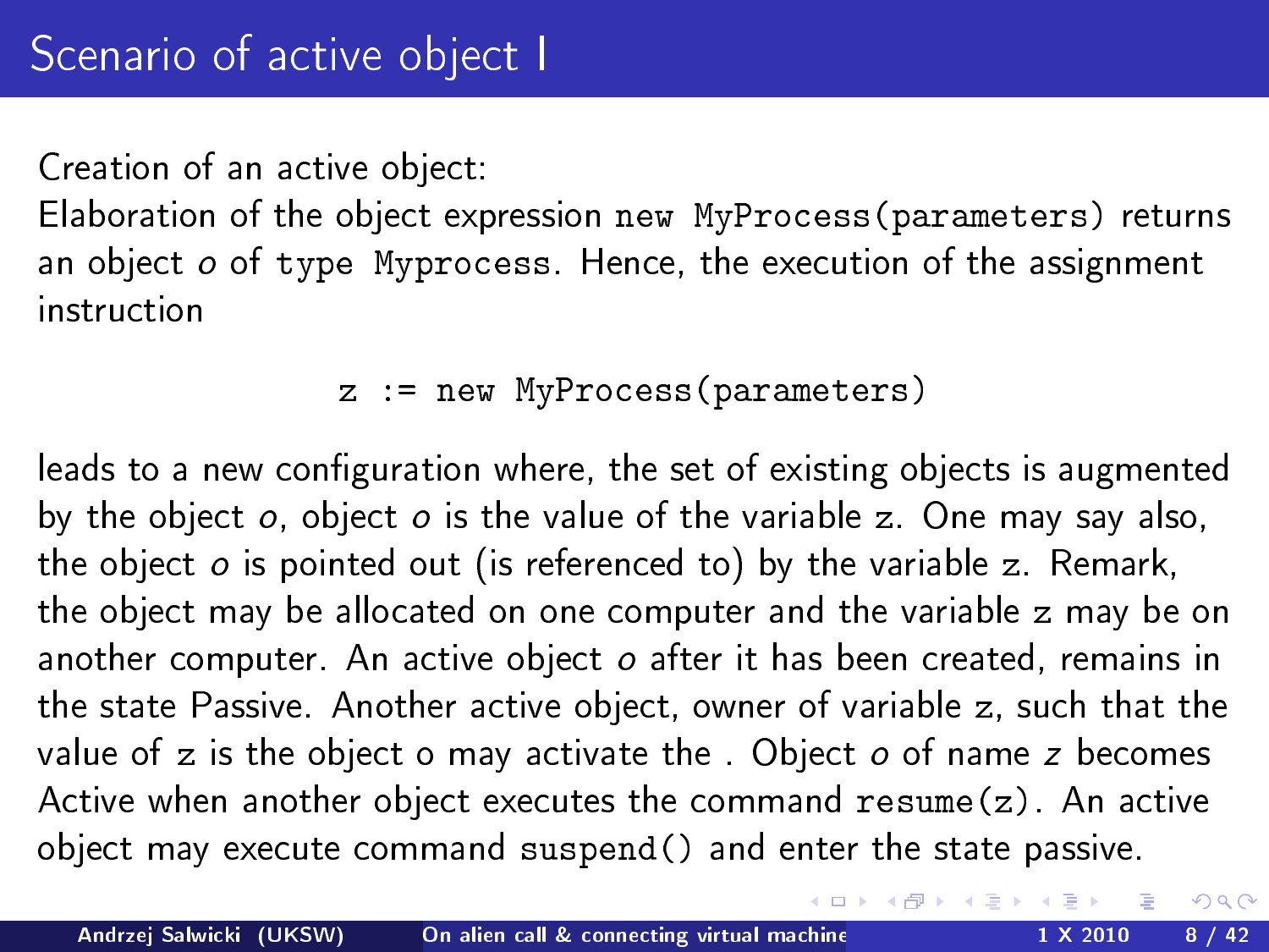# Scenario of active object I

Creation of an active object:
Elaboration of the object expression `new MyProcess(parameters)` returns an object *o* of `type Myprocess`. Hence, the execution of the assignment instruction

```
z := new MyProcess(parameters)
```

leads to a new configuration where, the set of existing objects is augmented by the object *o*, object *o* is the value of the variable z. One may say also, the object *o* is pointed out (is referenced to) by the variable z. Remark, the object may be allocated on one computer and the variable z may be on another computer. An active object *o* after it has been created, remains in the state Passive. Another active object, owner of variable z, such that the value of z is the object o may activate the . Object *o* of name *z* becomes Active when another object executes the command `resume(z)`. An active object may execute command `suspend()` and enter the state passive.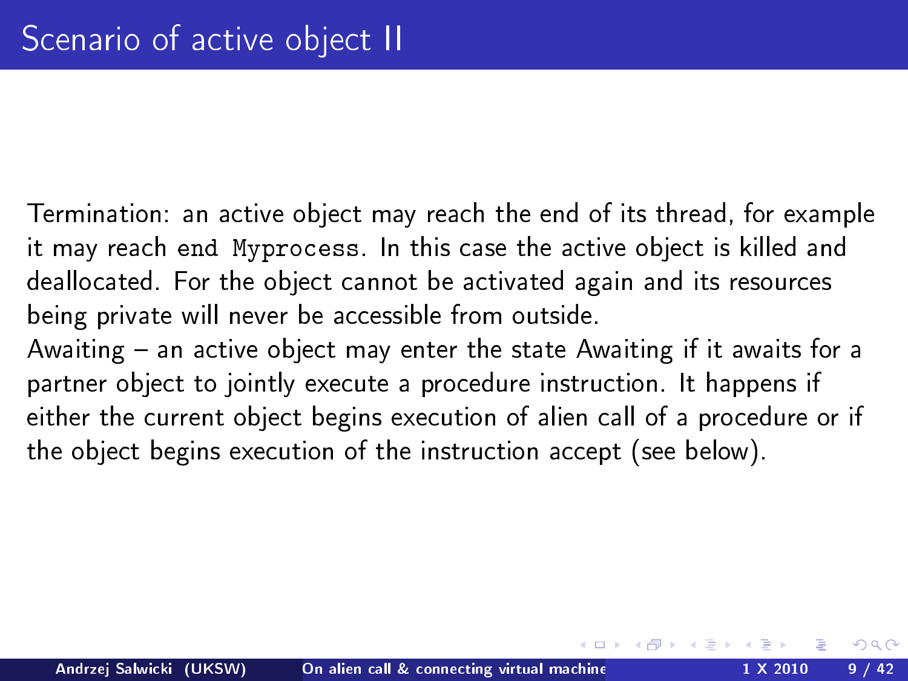# Scenario of active object II

Termination: an active object may reach the end of its thread, for example it may reach `end Myprocess`. In this case the active object is killed and deallocated. For the object cannot be activated again and its resources being private will never be accessible from outside.

Awaiting – an active object may enter the state Awaiting if it awaits for a partner object to jointly execute a procedure instruction. It happens if either the current object begins execution of alien call of a procedure or if the object begins execution of the instruction accept (see below).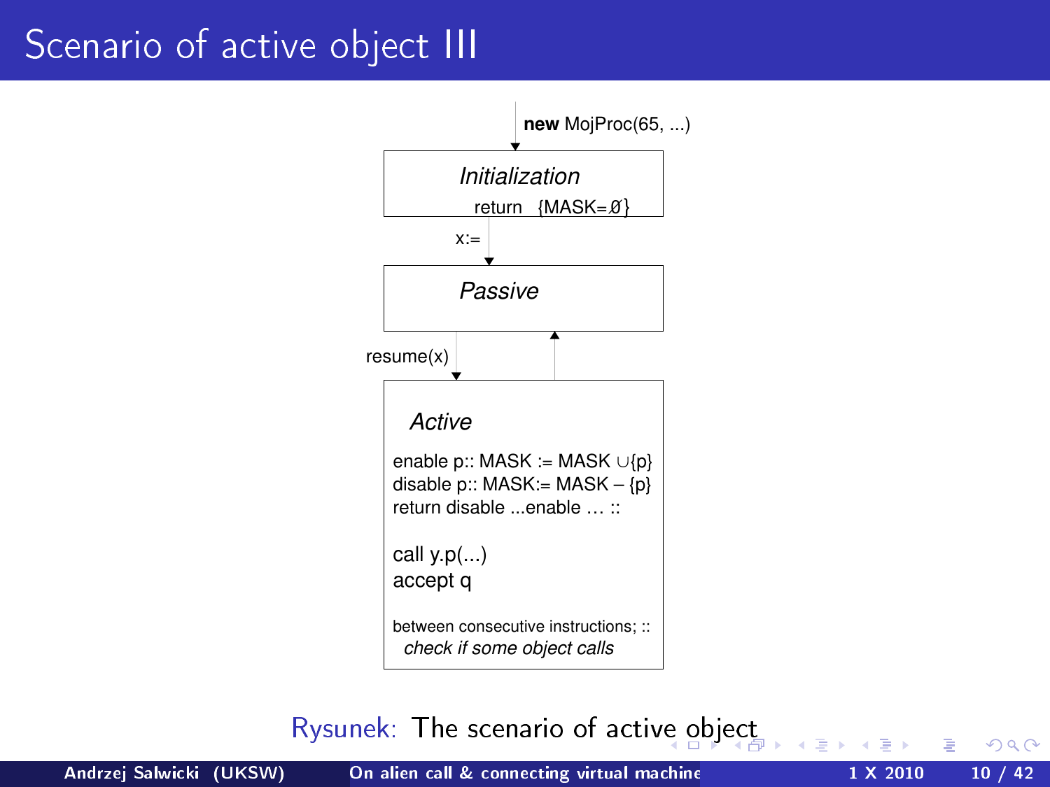# Scenario of active object III

**new** MojProc(65, ...)

*Initialization*

return {MASK=∅}

x:=

*Passive*

resume(x)

*Active*

enable p:: MASK := MASK ∪{p}
disable p:: MASK:= MASK – {p}
return disable ...enable … ::

call y.p(...)
accept q

between consecutive instructions; ::
*check if some object calls*

Rysunek: The scenario of active object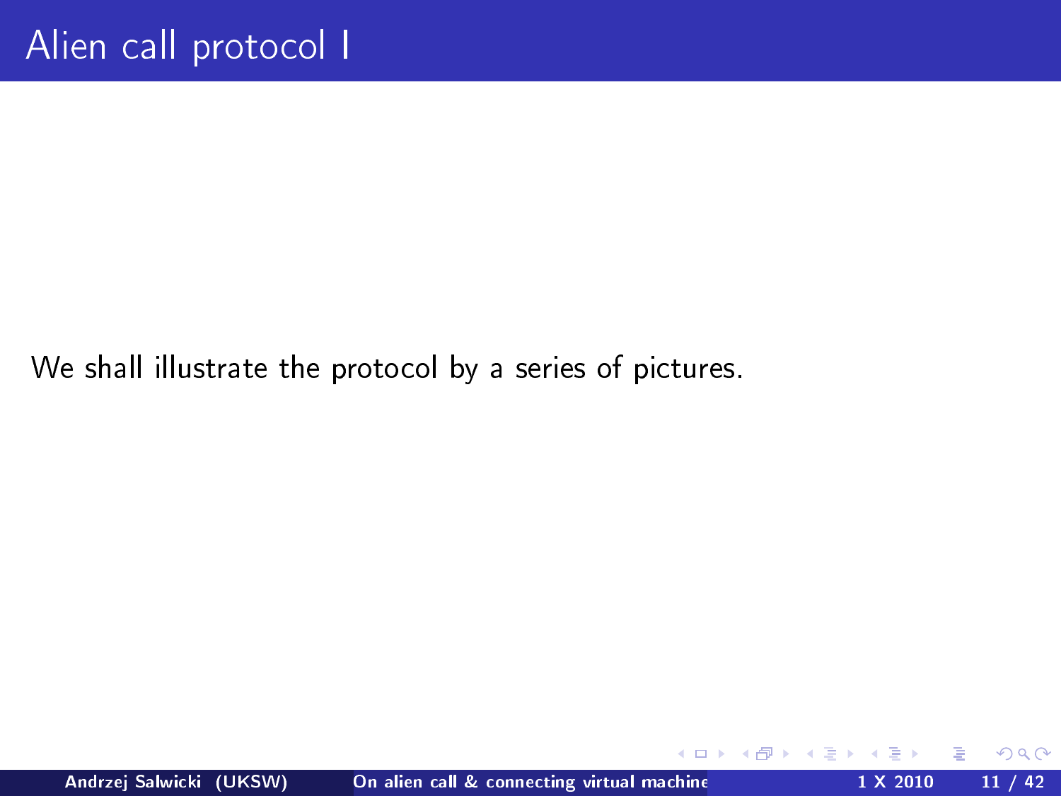# Alien call protocol I

We shall illustrate the protocol by a series of pictures.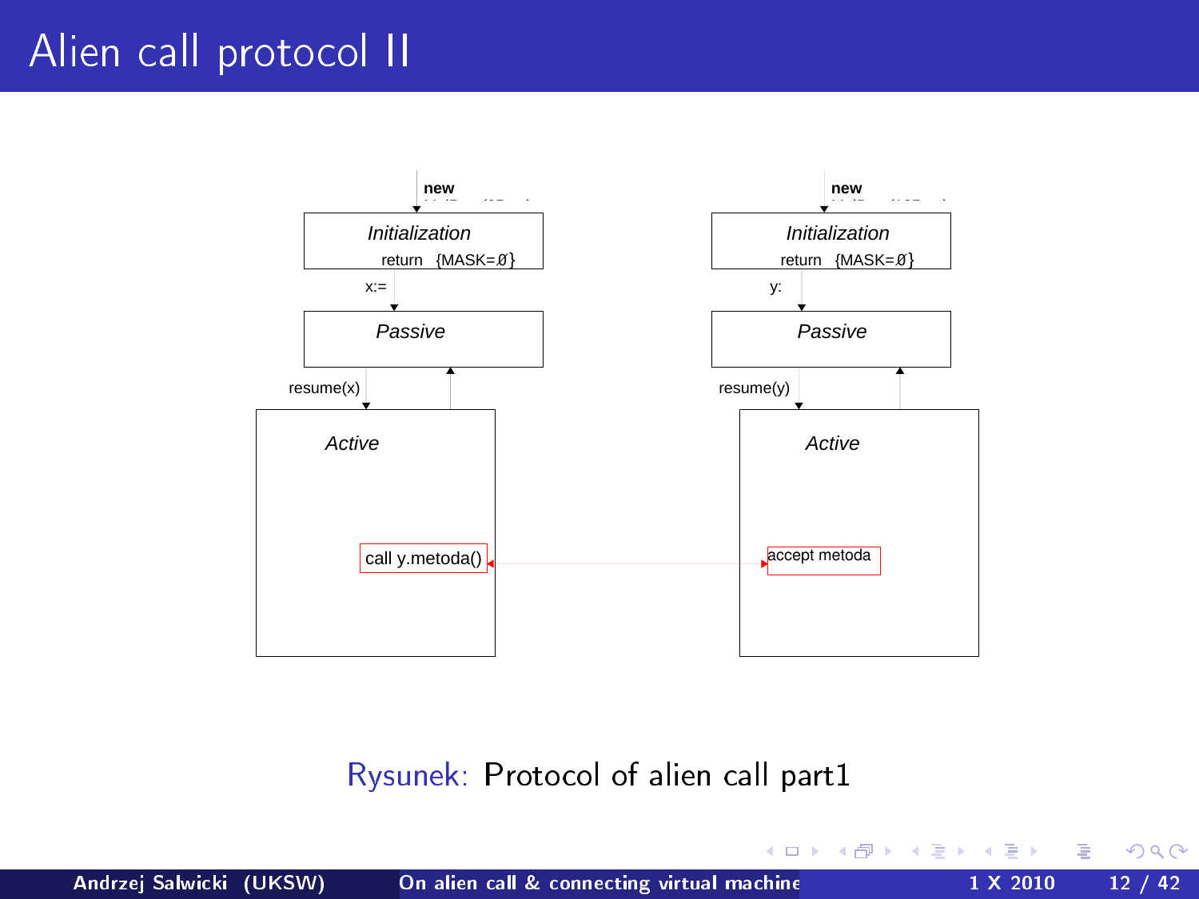# Alien call protocol II

new

*Initialization*

return {MASK=∅}

x:=

*Passive*

resume(x)

*Active*

call y.metoda()

new

*Initialization*

return {MASK=∅}

y:

*Passive*

resume(y)

*Active*

accept metoda

Rysunek: Protocol of alien call part1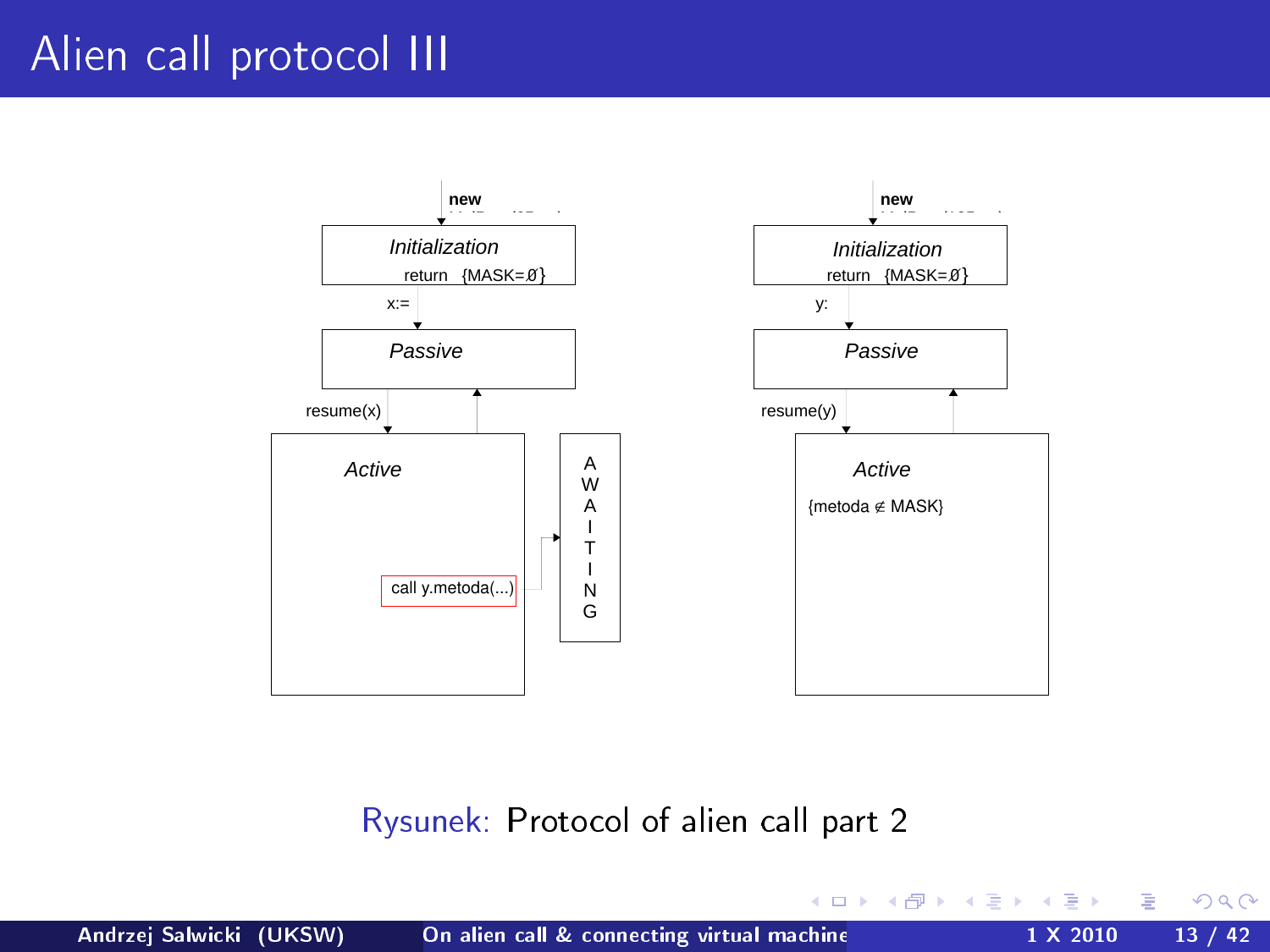# Alien call protocol III

new

*Initialization*

return {MASK=∅}

x:=

*Passive*

resume(x)

*Active*

call y.metoda(...)

AWAITING

new

*Initialization*

return {MASK=∅}

y:

*Passive*

resume(y)

*Active*

{metoda ∉ MASK}

Rysunek: Protocol of alien call part 2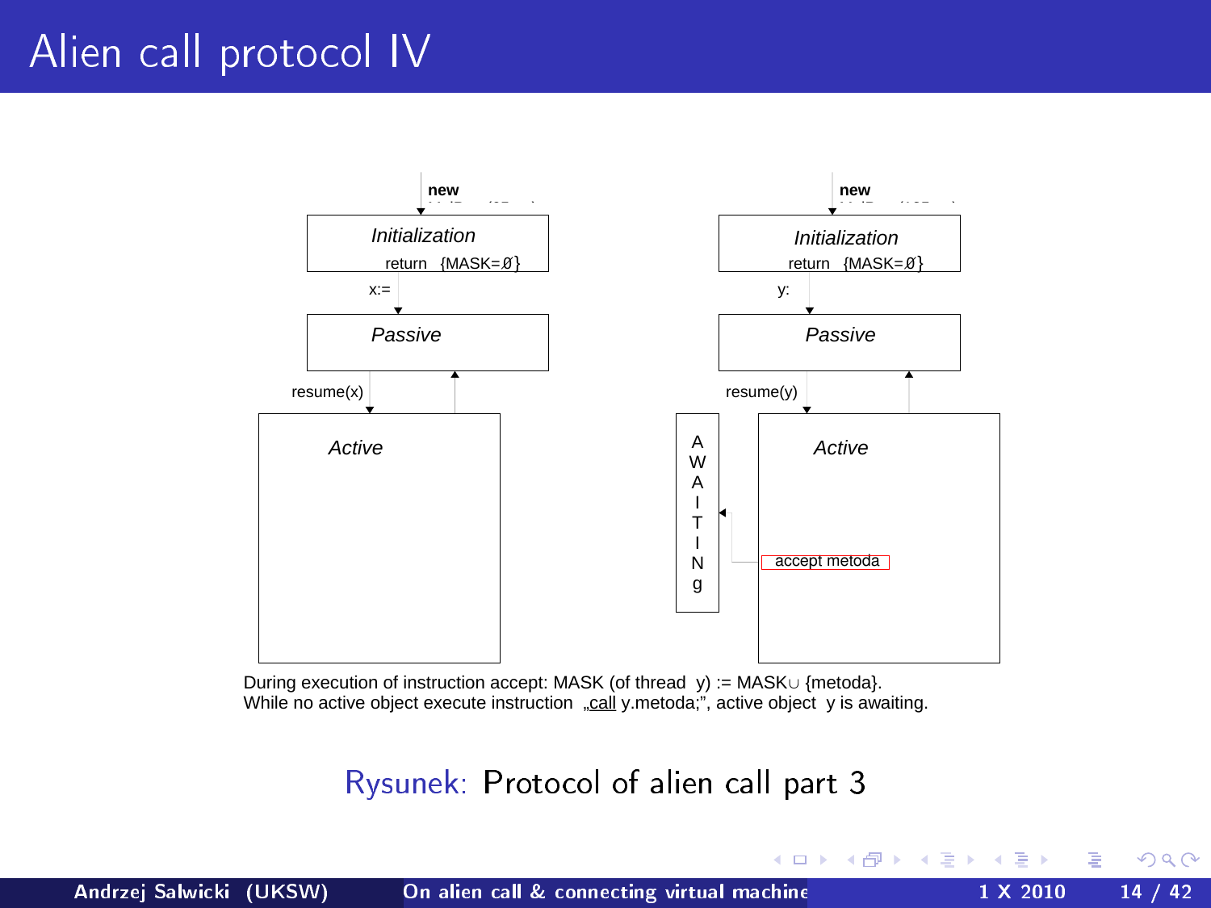# Alien call protocol IV

new

Initialization

return {MASK=∅}

x:=

Passive

resume(x)

Active

new

Initialization

return {MASK=∅}

y:

Passive

resume(y)

A W A I T I N g

Active

accept metoda

During execution of instruction accept: MASK (of thread y) := MASK∪ {metoda}.
While no active object execute instruction „call y.metoda;", active object y is awaiting.

Rysunek: Protocol of alien call part 3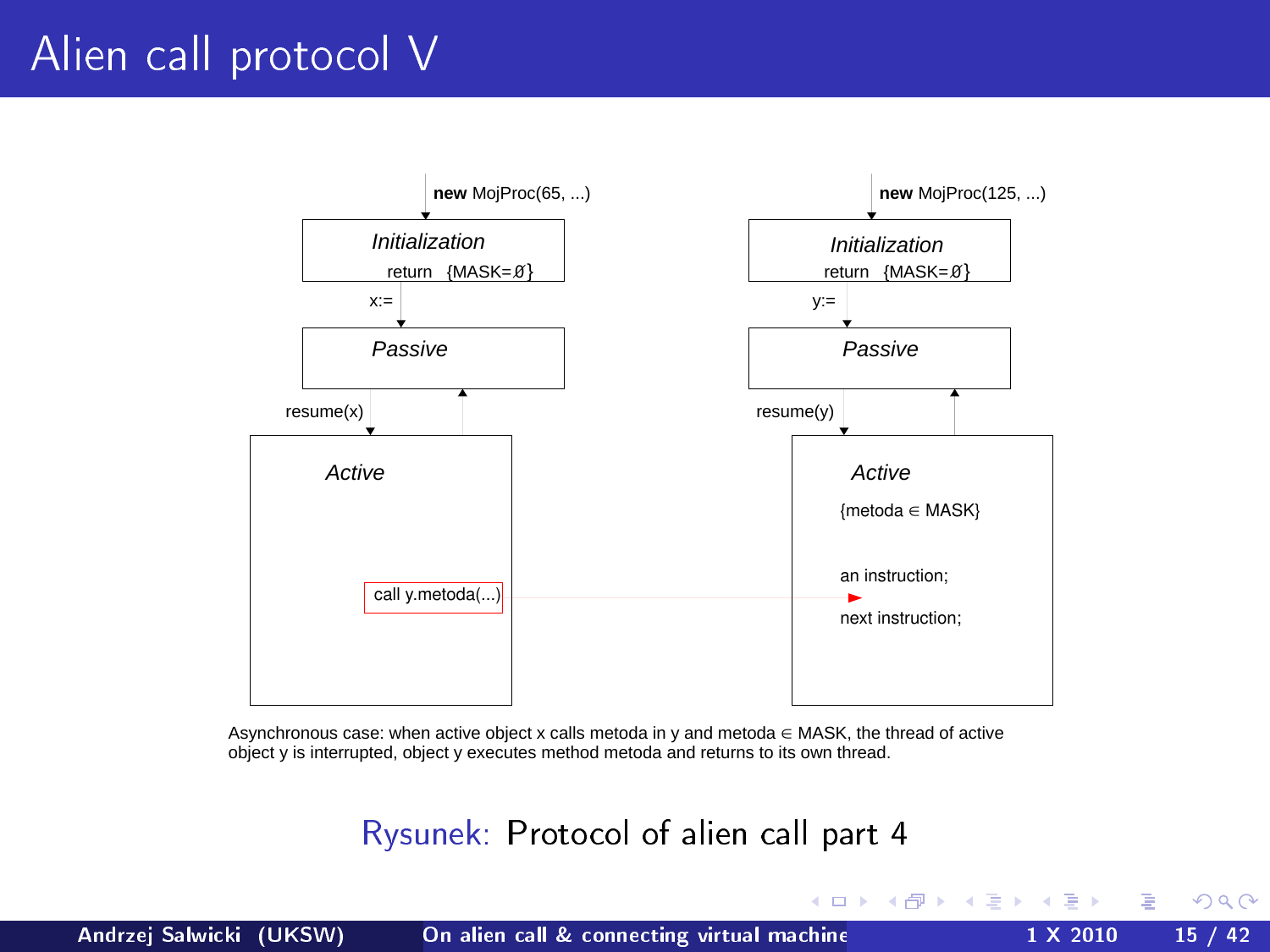# Alien call protocol V

**new** MojProc(65, ...)

*Initialization*
return {MASK=∅}

x:=

*Passive*

resume(x)

*Active*

call y.metoda(...)

**new** MojProc(125, ...)

*Initialization*
return {MASK=∅}

y:=

*Passive*

resume(y)

*Active*

{metoda ∈ MASK}

an instruction;

next instruction;

Asynchronous case: when active object x calls metoda in y and metoda ∈ MASK, the thread of active object y is interrupted, object y executes method metoda and returns to its own thread.

Rysunek: Protocol of alien call part 4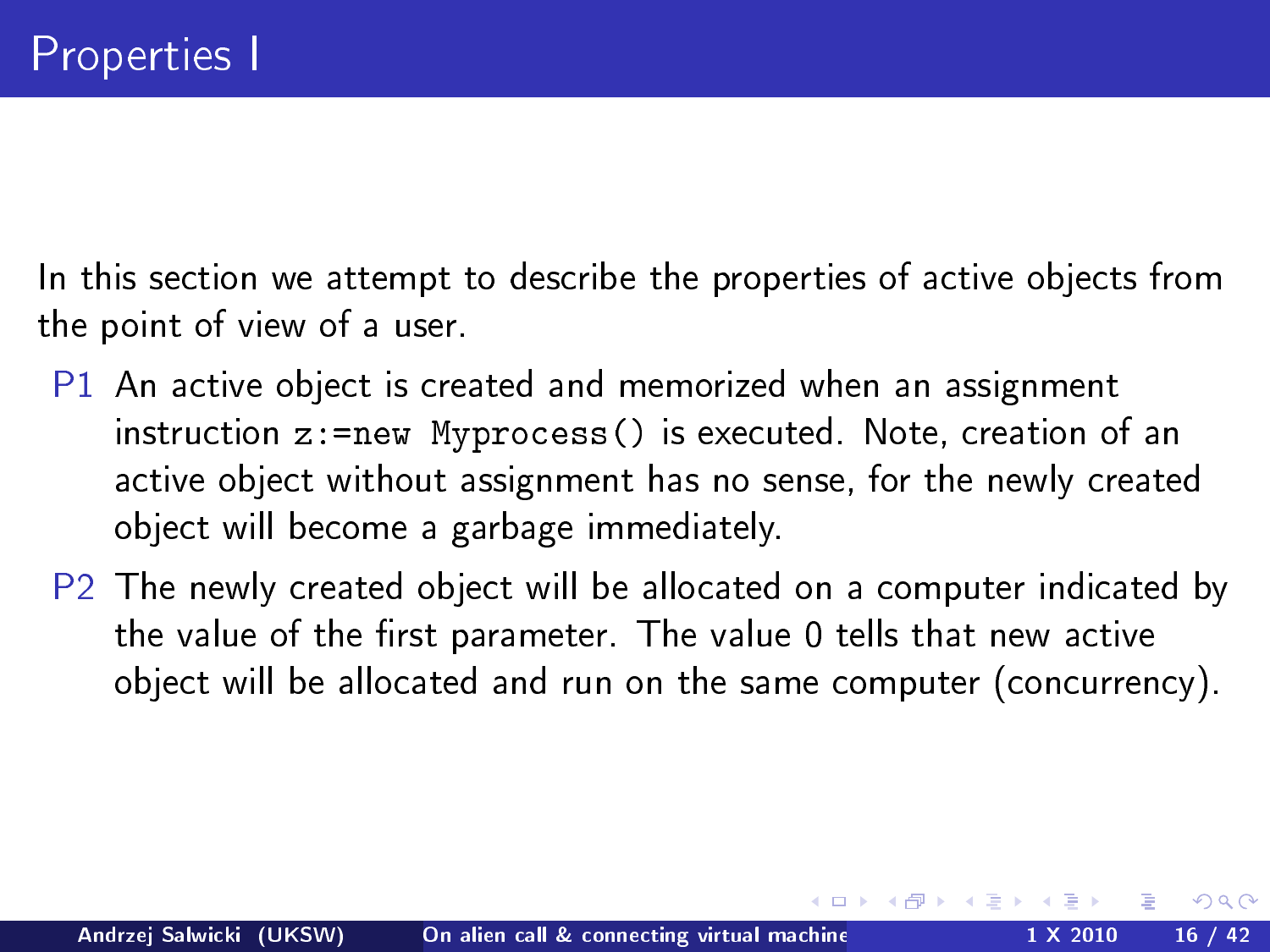# Properties I

In this section we attempt to describe the properties of active objects from the point of view of a user.

- P1 An active object is created and memorized when an assignment instruction `z:=new Myprocess()` is executed. Note, creation of an active object without assignment has no sense, for the newly created object will become a garbage immediately.
- P2 The newly created object will be allocated on a computer indicated by the value of the first parameter. The value 0 tells that new active object will be allocated and run on the same computer (concurrency).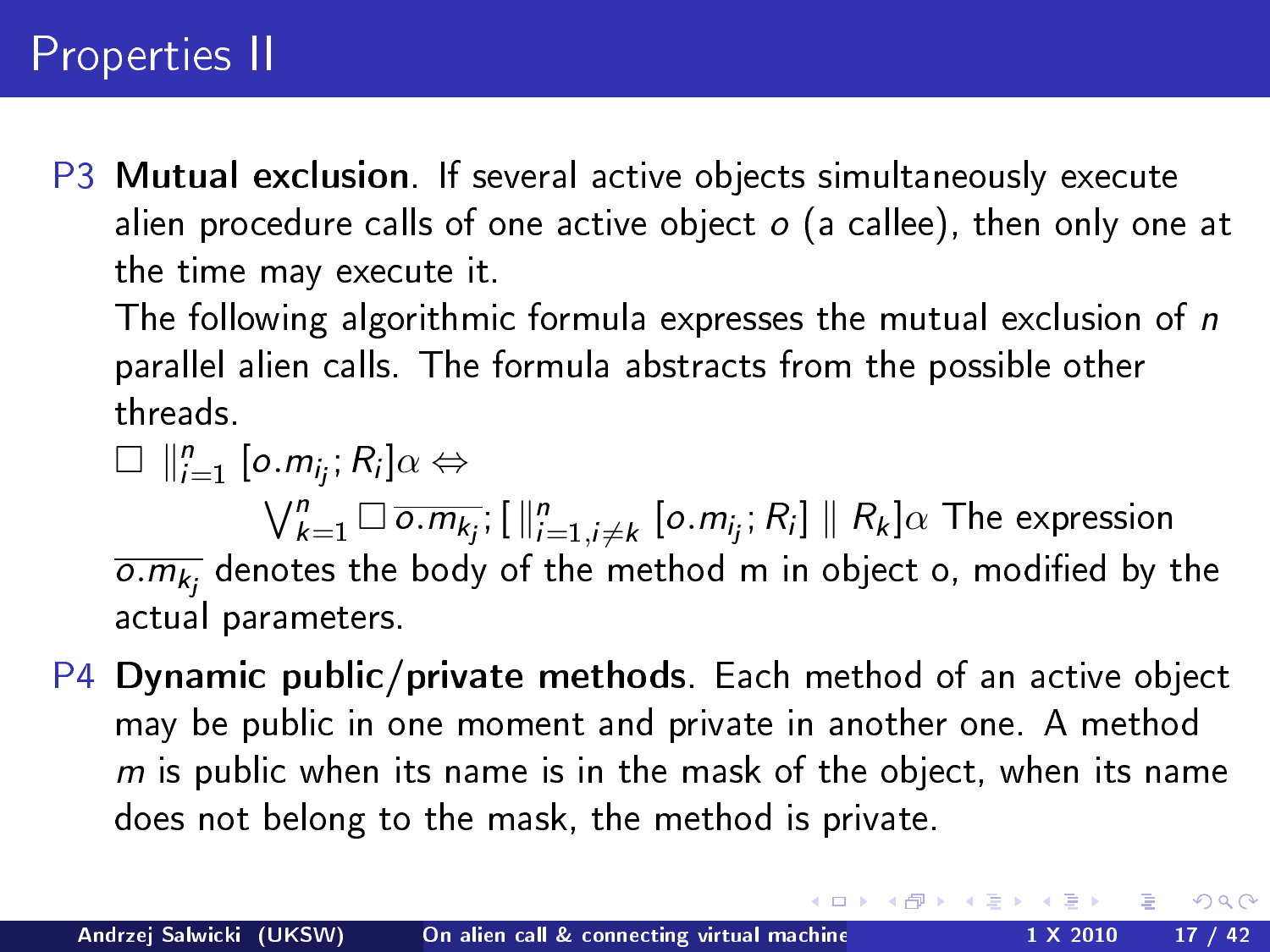# Properties II

P3 **Mutual exclusion**. If several active objects simultaneously execute alien procedure calls of one active object $o$ (a callee), then only one at the time may execute it.

The following algorithmic formula expresses the mutual exclusion of $n$ parallel alien calls. The formula abstracts from the possible other threads.

$$\Box \; \|_{i=1}^{n} \, [o.m_{i_j}; R_i]\alpha \Leftrightarrow \bigvee_{k=1}^{n} \Box \, \overline{o.m_{k_j}}; [\, \|_{i=1, i \neq k}^{n} \, [o.m_{i_j}; R_i] \parallel R_k]\alpha$$

The expression $\overline{o.m_{k_j}}$ denotes the body of the method m in object o, modified by the actual parameters.

P4 **Dynamic public/private methods**. Each method of an active object may be public in one moment and private in another one. A method $m$ is public when its name is in the mask of the object, when its name does not belong to the mask, the method is private.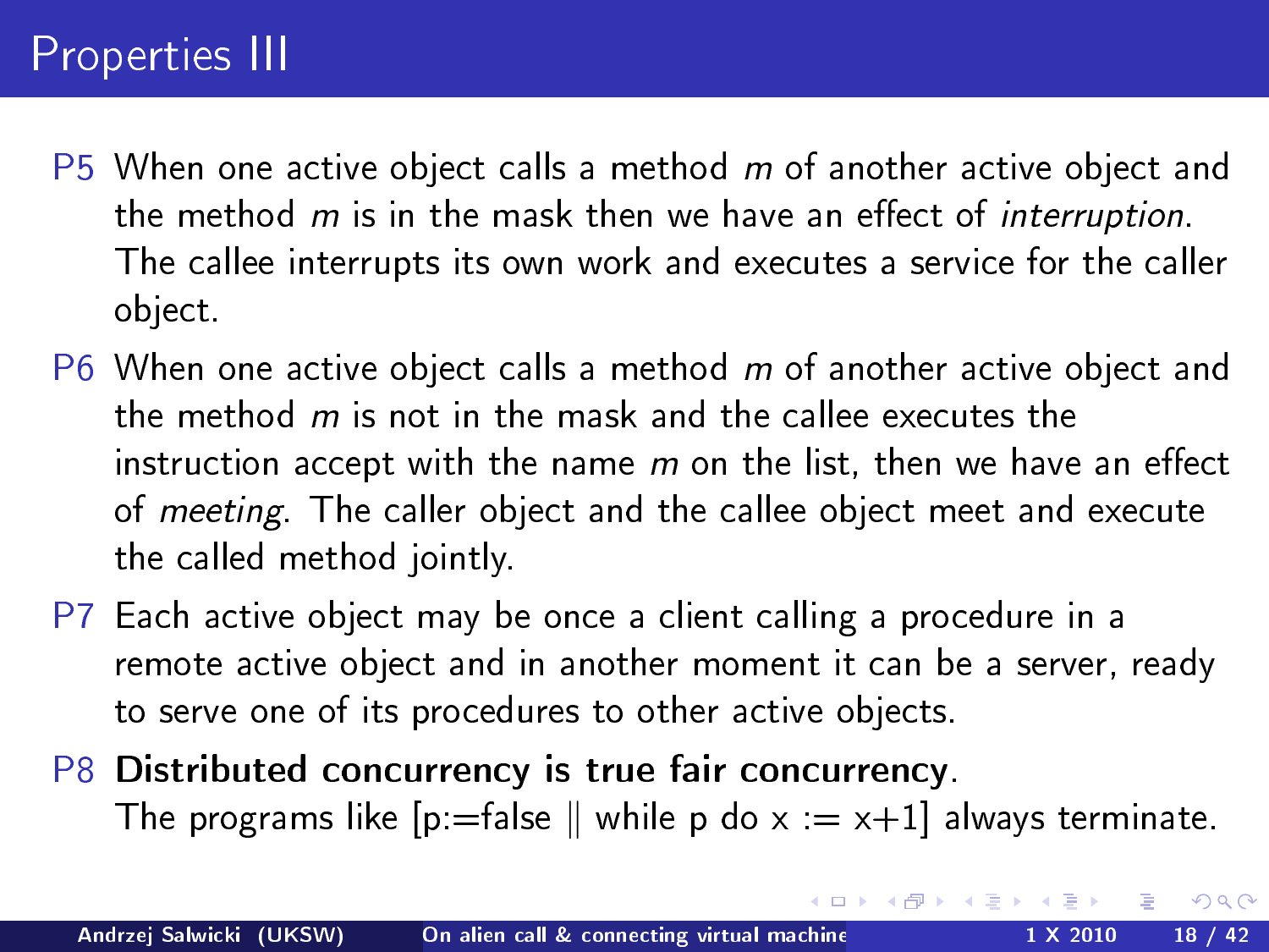# Properties III

- P5 When one active object calls a method *m* of another active object and the method *m* is in the mask then we have an effect of *interruption*. The callee interrupts its own work and executes a service for the caller object.
- P6 When one active object calls a method *m* of another active object and the method *m* is not in the mask and the callee executes the instruction accept with the name *m* on the list, then we have an effect of *meeting*. The caller object and the callee object meet and execute the called method jointly.
- P7 Each active object may be once a client calling a procedure in a remote active object and in another moment it can be a server, ready to serve one of its procedures to other active objects.
- P8 **Distributed concurrency is true fair concurrency**.
  The programs like [p:=false ∥ while p do x := x+1] always terminate.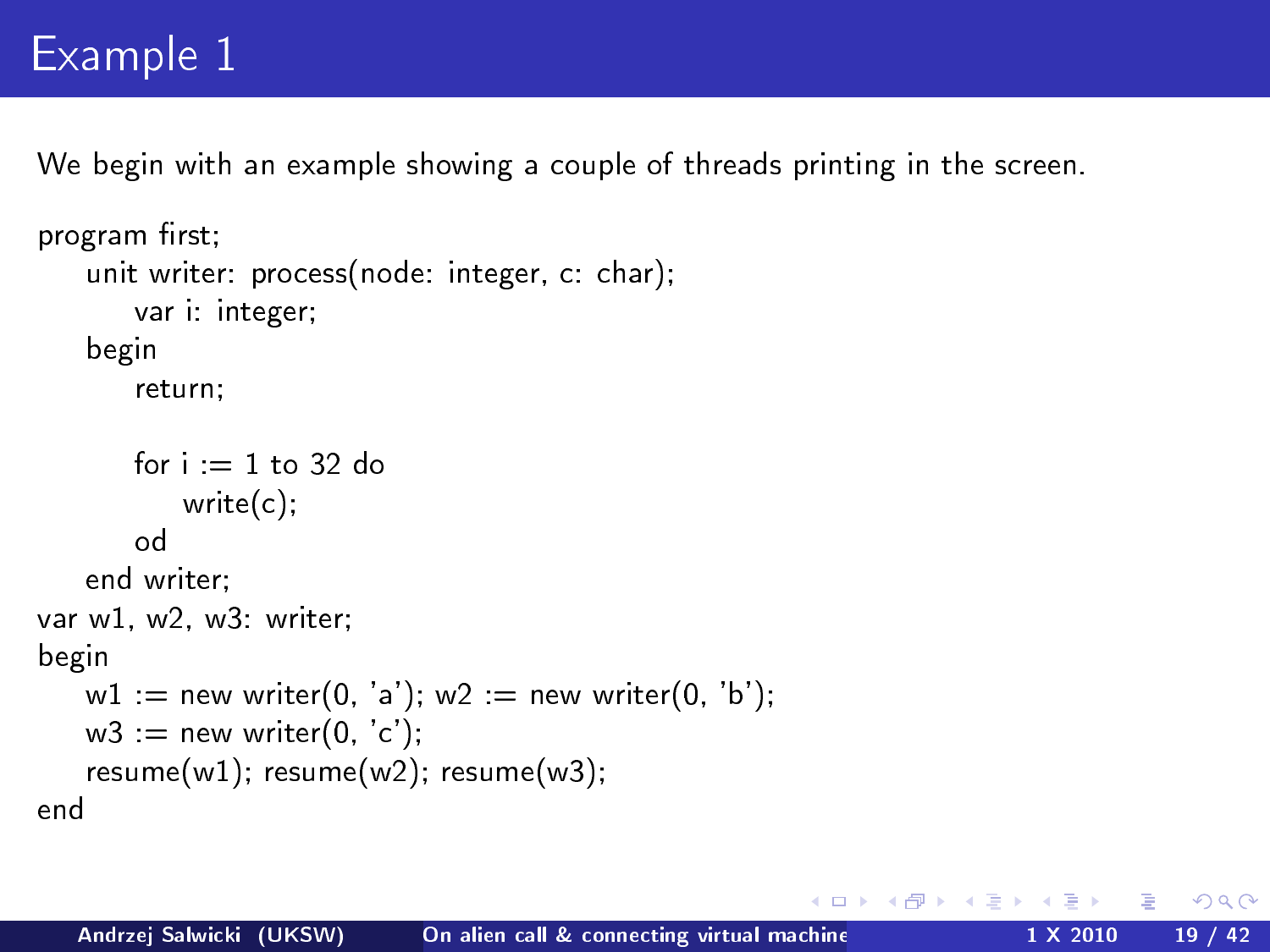# Example 1

We begin with an example showing a couple of threads printing in the screen.

```
program first;
    unit writer: process(node: integer, c: char);
        var i: integer;
    begin
        return;

        for i := 1 to 32 do
            write(c);
        od
    end writer;
var w1, w2, w3: writer;
begin
    w1 := new writer(0, 'a'); w2 := new writer(0, 'b');
    w3 := new writer(0, 'c');
    resume(w1); resume(w2); resume(w3);
end
```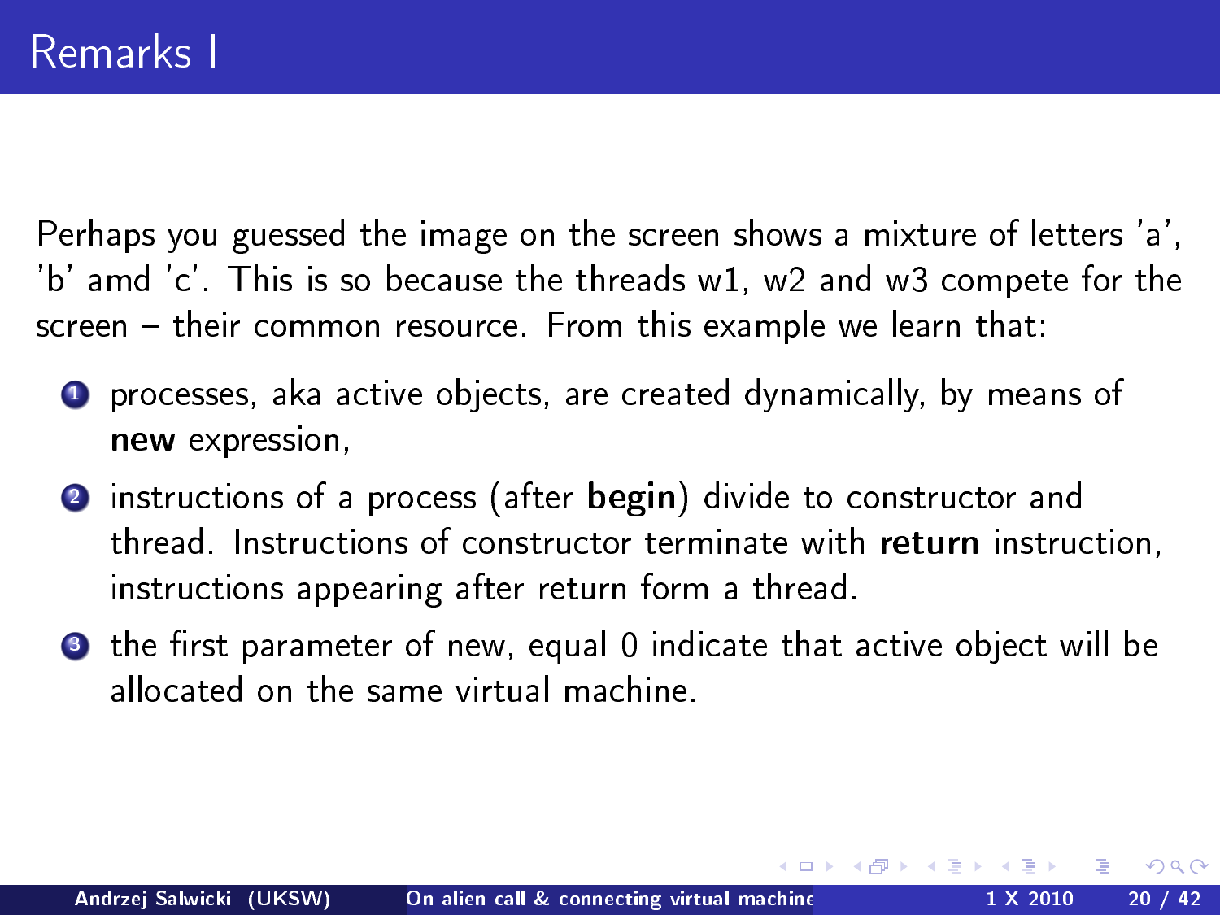# Remarks I

Perhaps you guessed the image on the screen shows a mixture of letters 'a', 'b' amd 'c'. This is so because the threads w1, w2 and w3 compete for the screen – their common resource. From this example we learn that:

1. processes, aka active objects, are created dynamically, by means of **new** expression,
2. instructions of a process (after **begin**) divide to constructor and thread. Instructions of constructor terminate with **return** instruction, instructions appearing after return form a thread.
3. the first parameter of new, equal 0 indicate that active object will be allocated on the same virtual machine.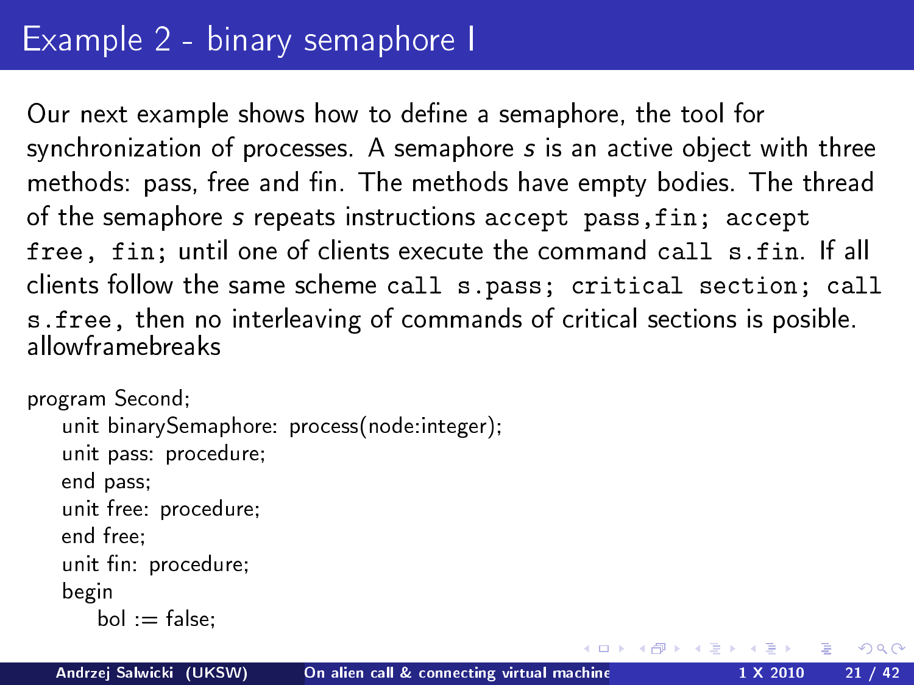# Example 2 - binary semaphore I

Our next example shows how to define a semaphore, the tool for synchronization of processes. A semaphore *s* is an active object with three methods: pass, free and fin. The methods have empty bodies. The thread of the semaphore *s* repeats instructions `accept pass,fin; accept free, fin;` until one of clients execute the command `call s.fin`. If all clients follow the same scheme `call s.pass; critical section; call s.free`, then no interleaving of commands of critical sections is posible. allowframebreaks

```
program Second;
    unit binarySemaphore: process(node:integer);
    unit pass: procedure;
    end pass;
    unit free: procedure;
    end free;
    unit fin: procedure;
    begin
        bol := false;
```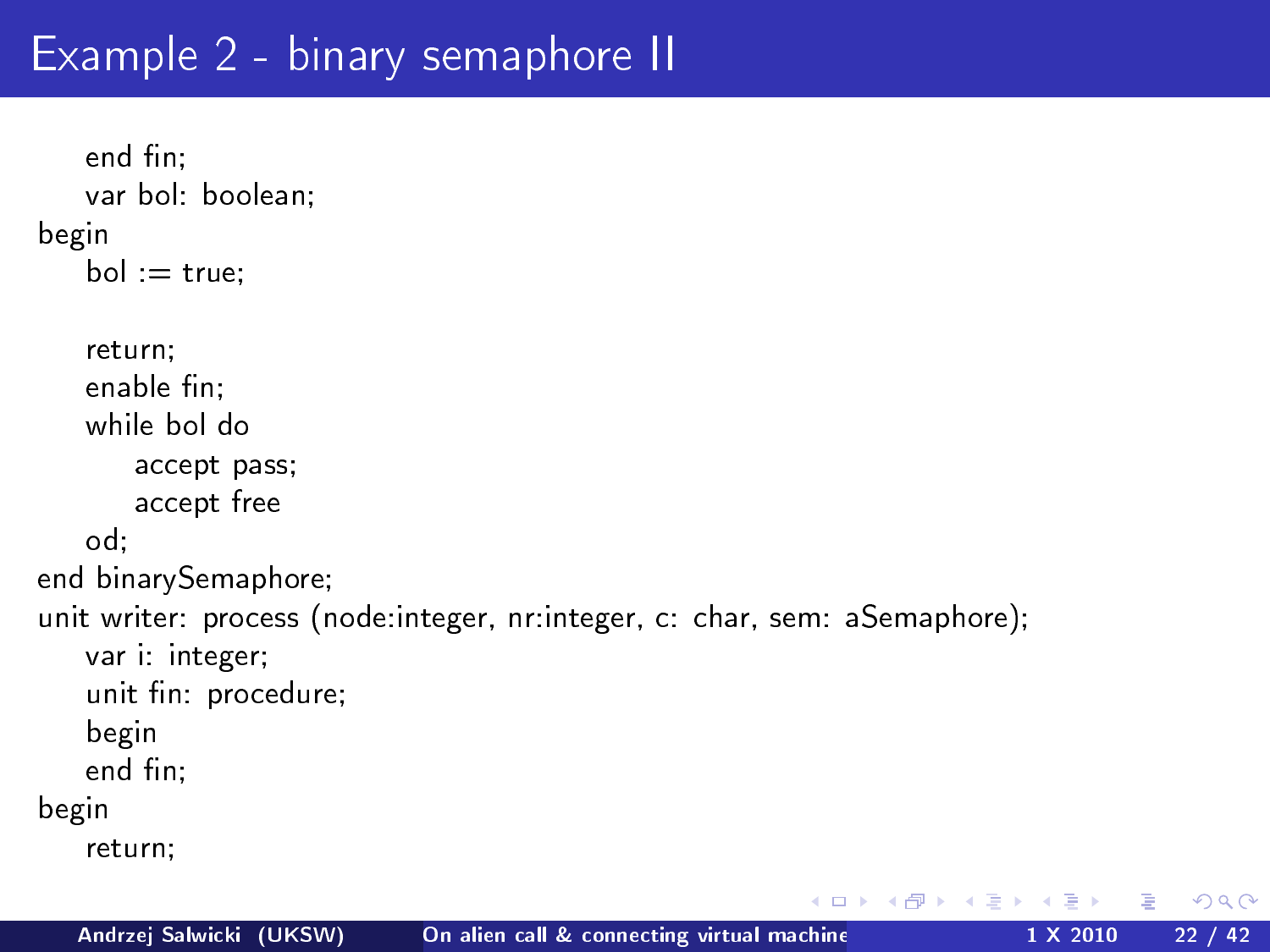# Example 2 - binary semaphore II

```
    end fin;
    var bol: boolean;
begin
    bol := true;

    return;
    enable fin;
    while bol do
        accept pass;
        accept free
    od;
end binarySemaphore;
unit writer: process (node:integer, nr:integer, c: char, sem: aSemaphore);
    var i: integer;
    unit fin: procedure;
    begin
    end fin;
begin
    return;
```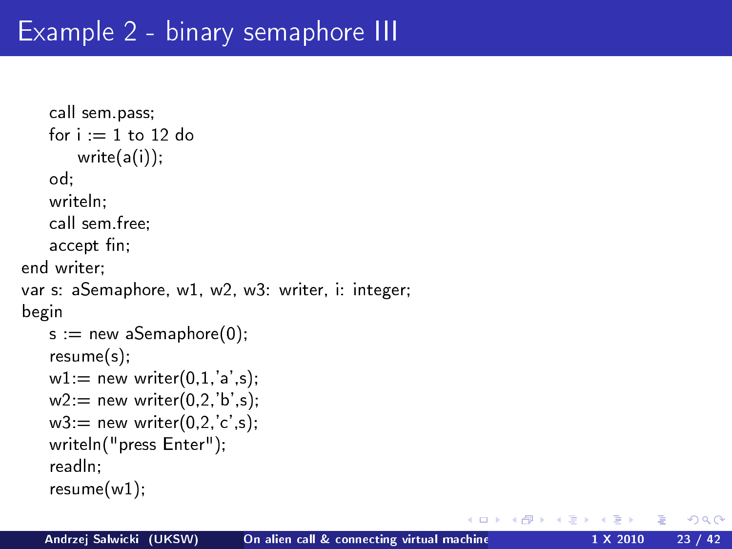# Example 2 - binary semaphore III

```
    call sem.pass;
    for i := 1 to 12 do
        write(a(i));
    od;
    writeln;
    call sem.free;
    accept fin;
end writer;
var s: aSemaphore, w1, w2, w3: writer, i: integer;
begin
    s := new aSemaphore(0);
    resume(s);
    w1:= new writer(0,1,'a',s);
    w2:= new writer(0,2,'b',s);
    w3:= new writer(0,2,'c',s);
    writeln("press Enter");
    readln;
    resume(w1);
```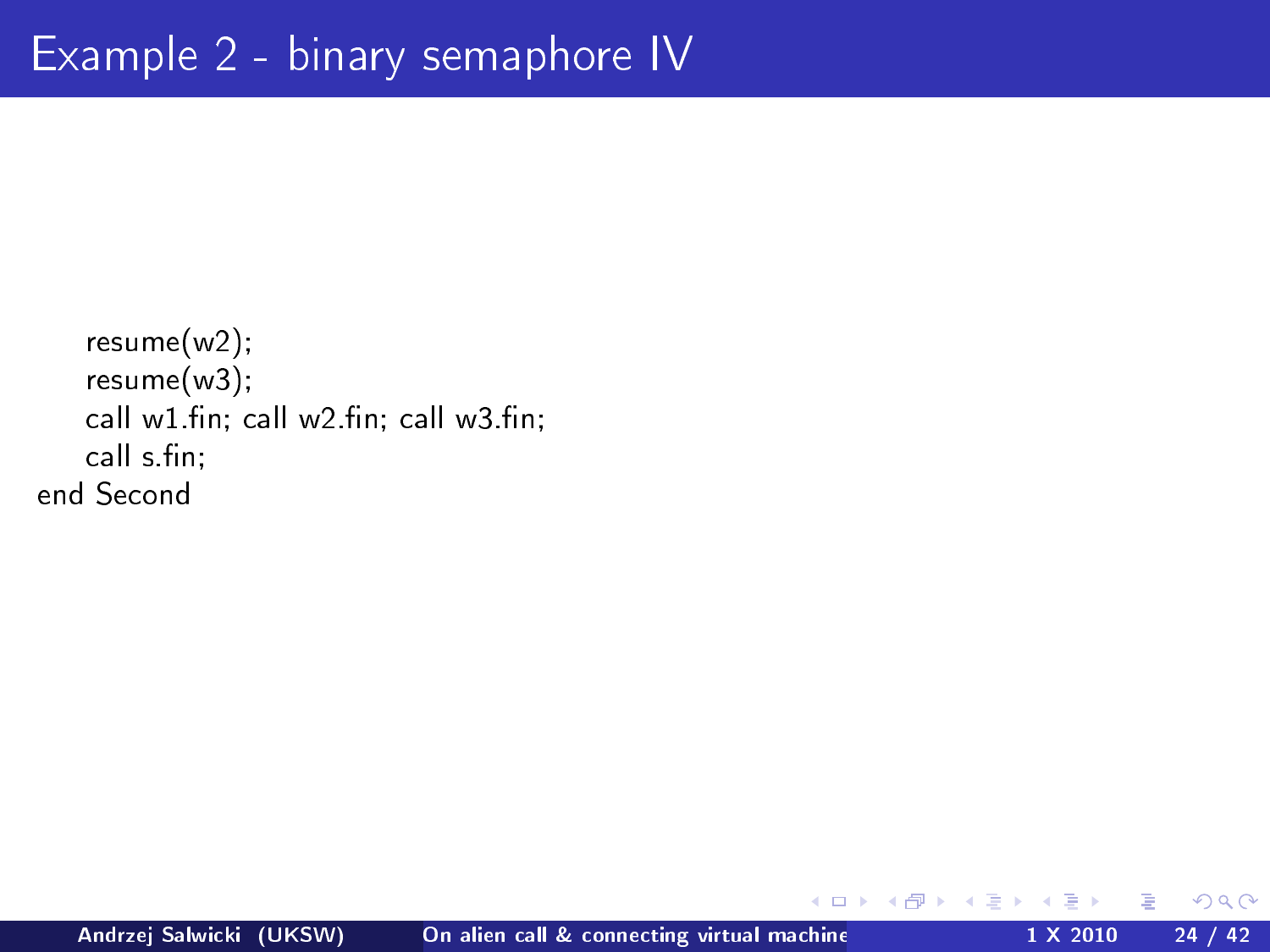# Example 2 - binary semaphore IV

```
    resume(w2);
    resume(w3);
    call w1.fin; call w2.fin; call w3.fin;
    call s.fin;
end Second
```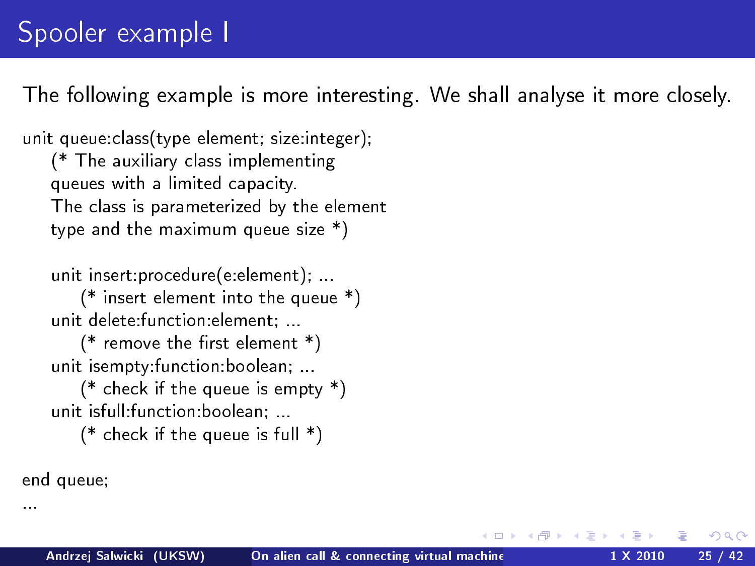# Spooler example I

The following example is more interesting. We shall analyse it more closely.

```
unit queue:class(type element; size:integer);
    (* The auxiliary class implementing
    queues with a limited capacity.
    The class is parameterized by the element
    type and the maximum queue size *)

    unit insert:procedure(e:element); ...
        (* insert element into the queue *)
    unit delete:function:element; ...
        (* remove the first element *)
    unit isempty:function:boolean; ...
        (* check if the queue is empty *)
    unit isfull:function:boolean; ...
        (* check if the queue is full *)

end queue;
...
```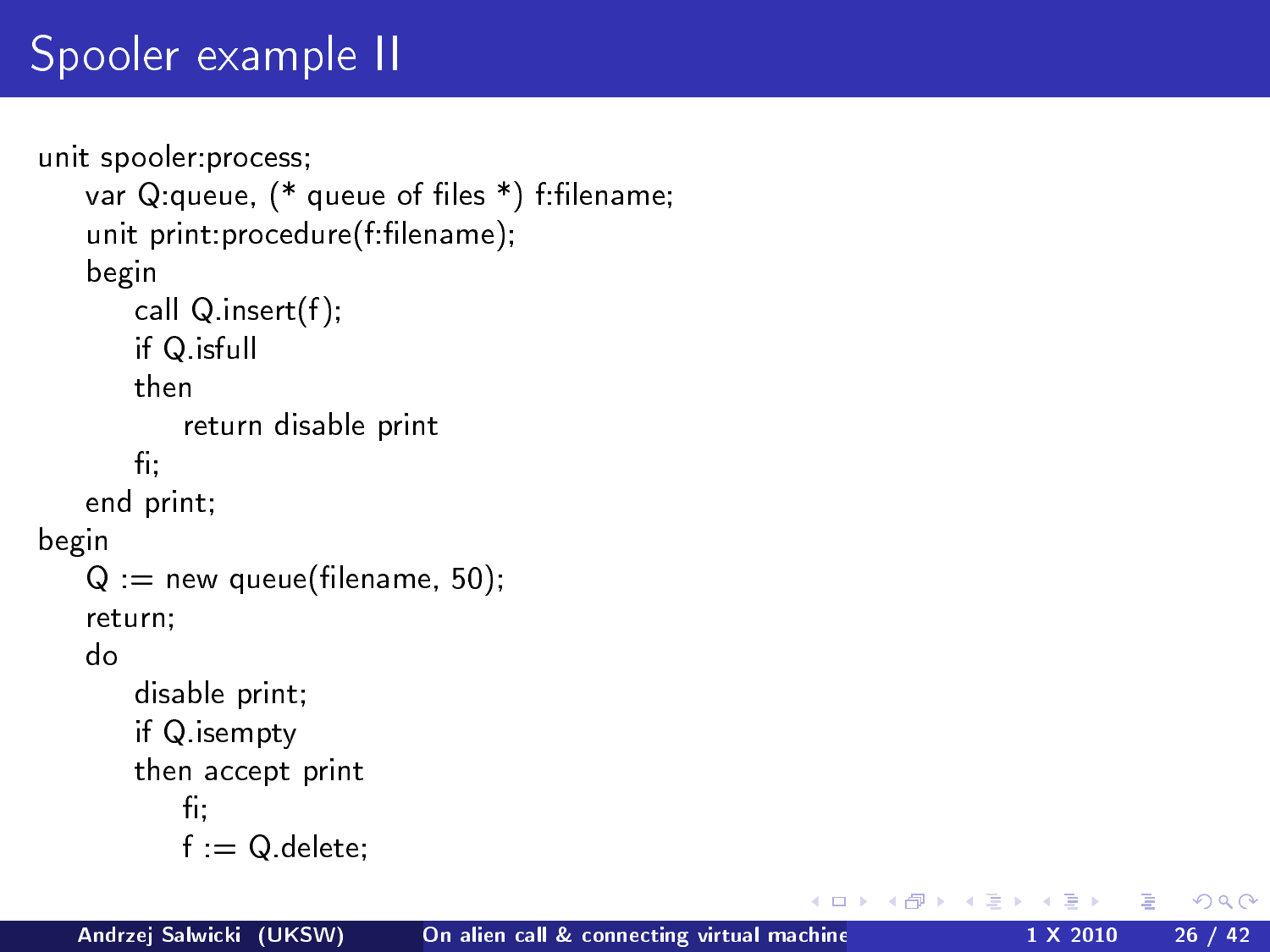# Spooler example II

```
unit spooler:process;
    var Q:queue, (* queue of files *) f:filename;
    unit print:procedure(f:filename);
    begin
        call Q.insert(f);
        if Q.isfull
        then
            return disable print
        fi;
    end print;
begin
    Q := new queue(filename, 50);
    return;
    do
        disable print;
        if Q.isempty
        then accept print
            fi;
            f := Q.delete;
```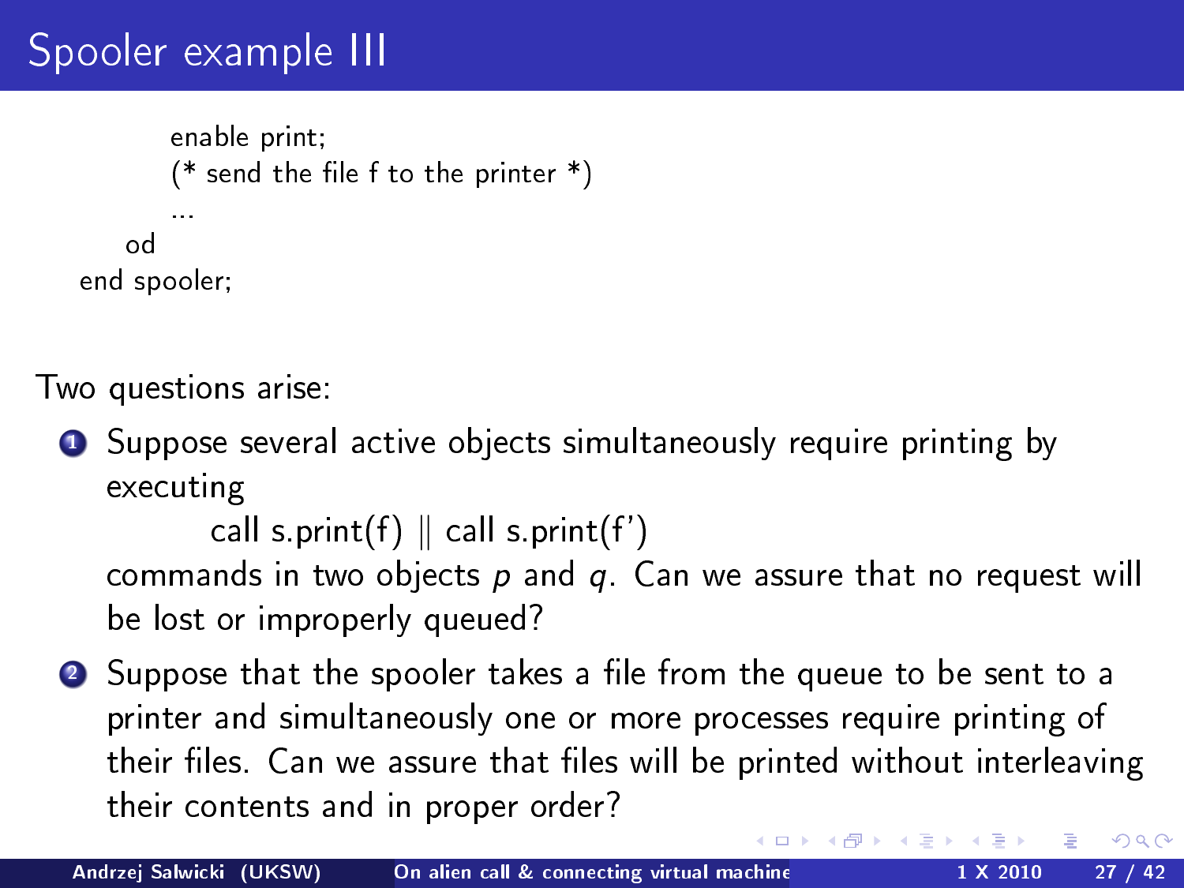# Spooler example III

```
        enable print;
        (* send the file f to the printer *)
        ...
    od
end spooler;
```

Two questions arise:

1. Suppose several active objects simultaneously require printing by executing

   call s.print(f) ∥ call s.print(f')

   commands in two objects $p$ and $q$. Can we assure that no request will be lost or improperly queued?

2. Suppose that the spooler takes a file from the queue to be sent to a printer and simultaneously one or more processes require printing of their files. Can we assure that files will be printed without interleaving their contents and in proper order?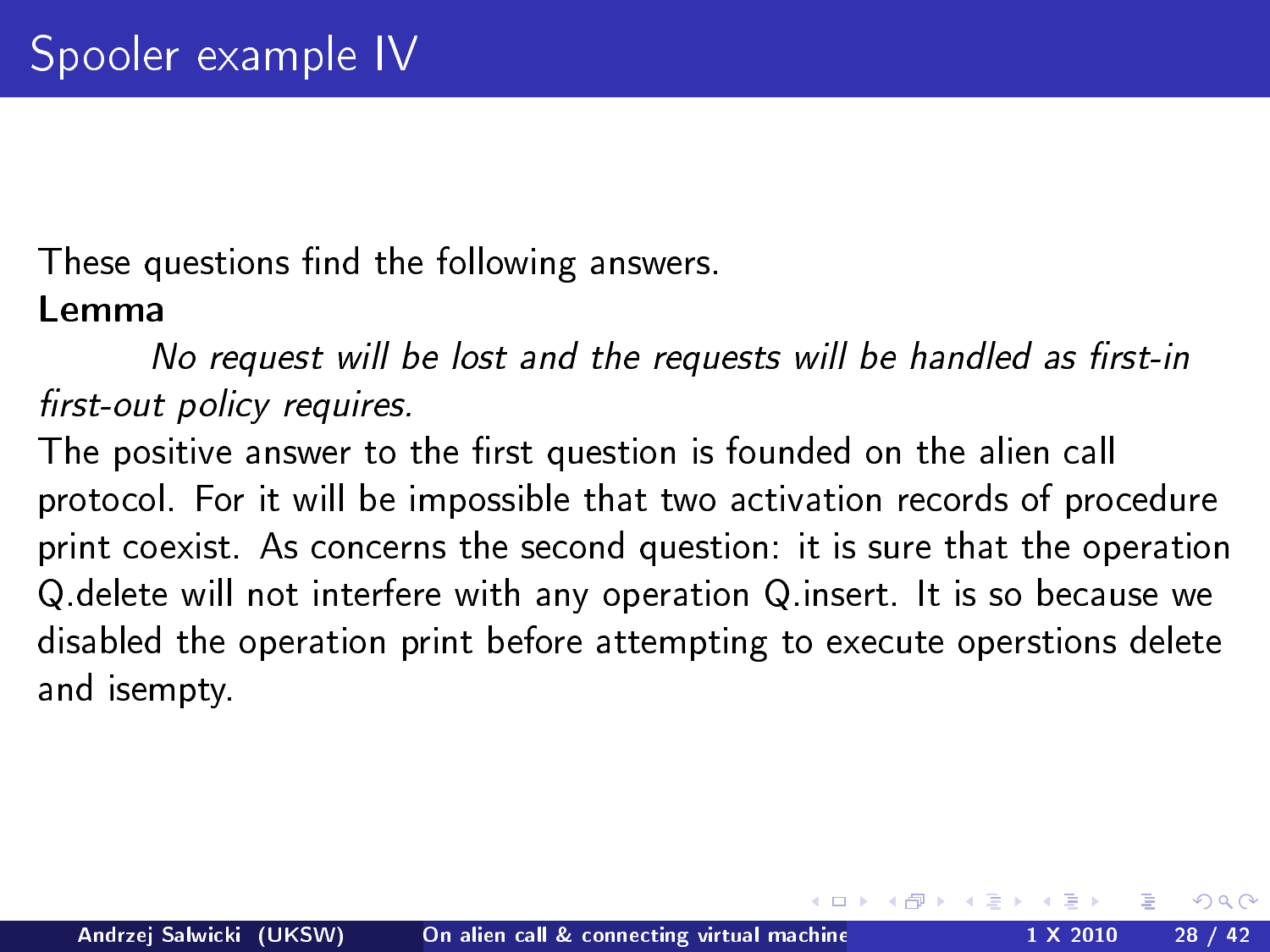# Spooler example IV

These questions find the following answers.

**Lemma**

*No request will be lost and the requests will be handled as first-in first-out policy requires.*

The positive answer to the first question is founded on the alien call protocol. For it will be impossible that two activation records of procedure print coexist. As concerns the second question: it is sure that the operation Q.delete will not interfere with any operation Q.insert. It is so because we disabled the operation print before attempting to execute operstions delete and isempty.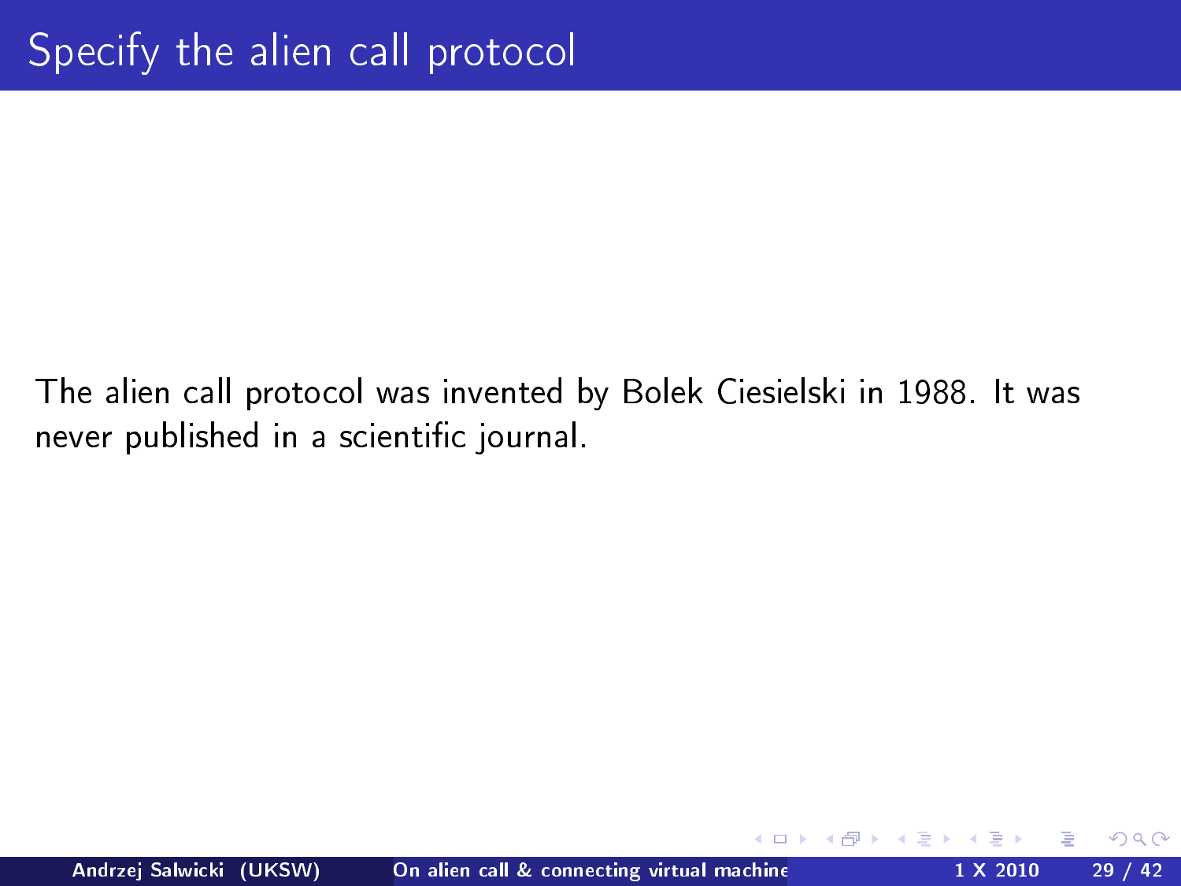# Specify the alien call protocol

The alien call protocol was invented by Bolek Ciesielski in 1988. It was never published in a scientific journal.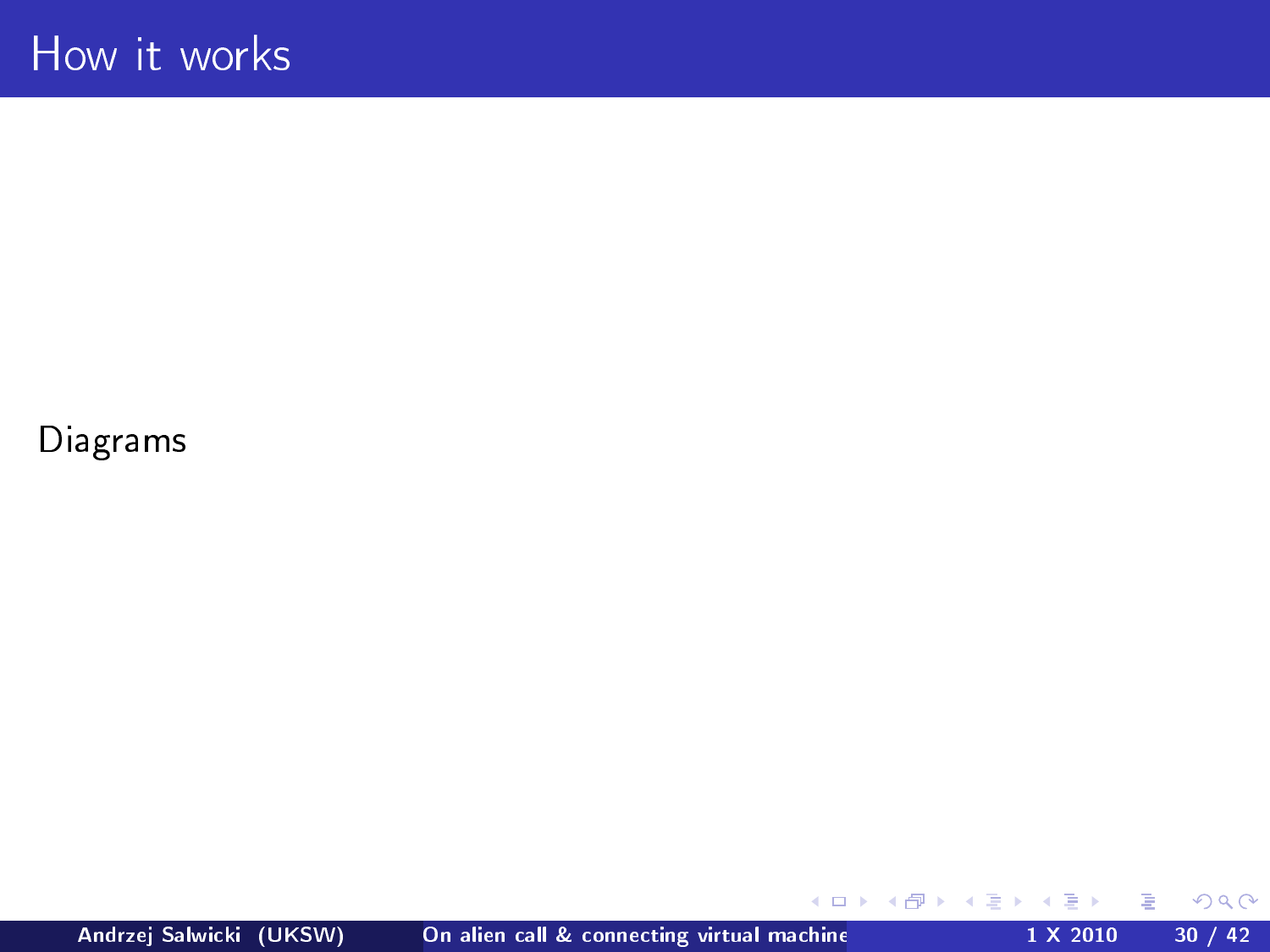# How it works

Diagrams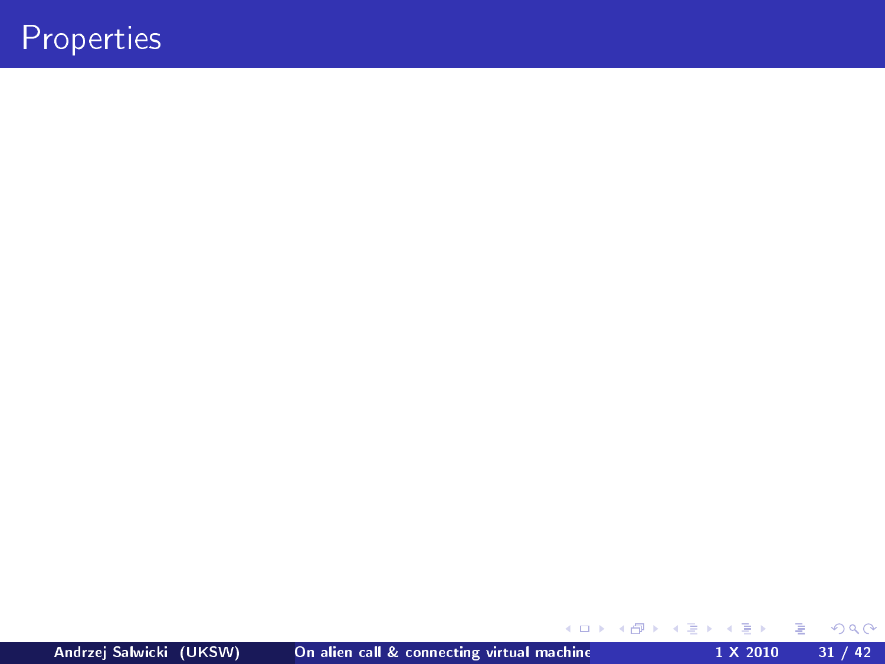# Properties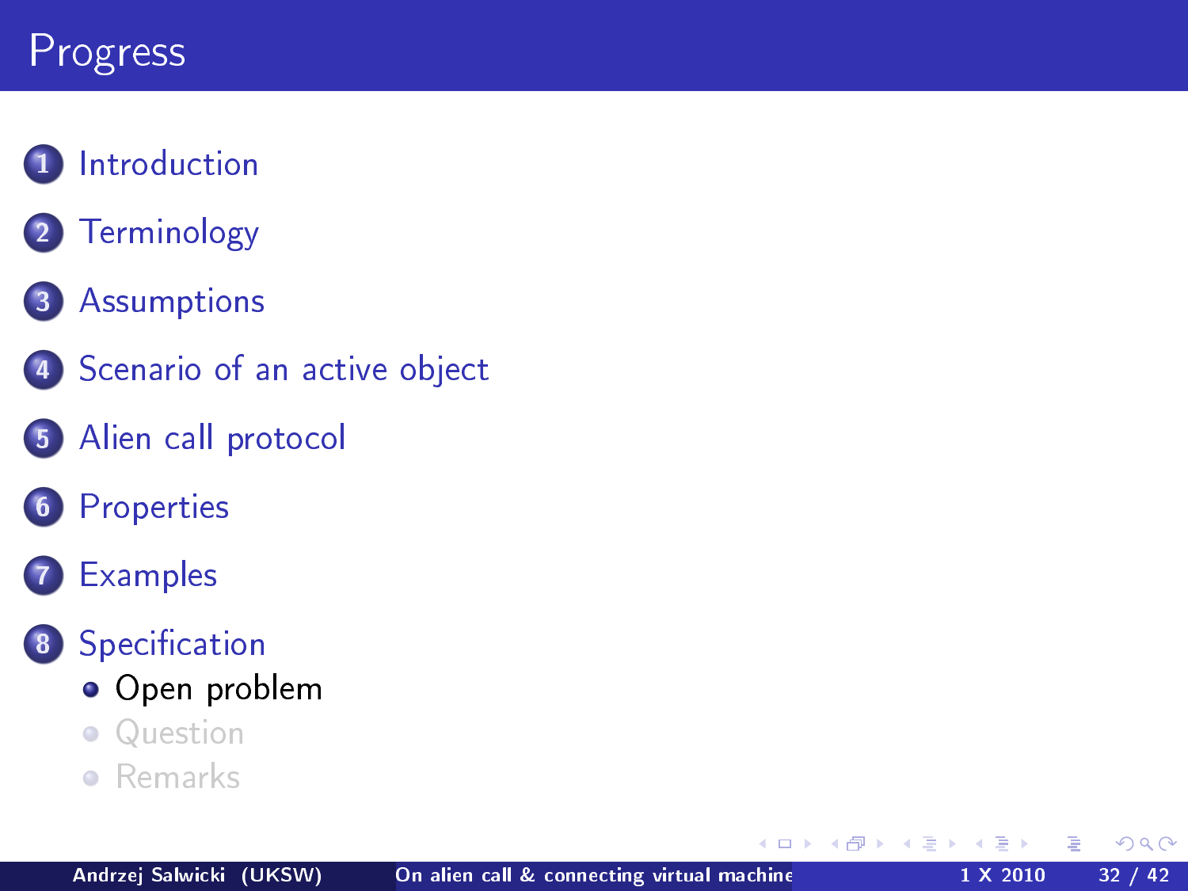# Progress

1. Introduction
2. Terminology
3. Assumptions
4. Scenario of an active object
5. Alien call protocol
6. Properties
7. Examples
8. Specification
   - Open problem
   - Question
   - Remarks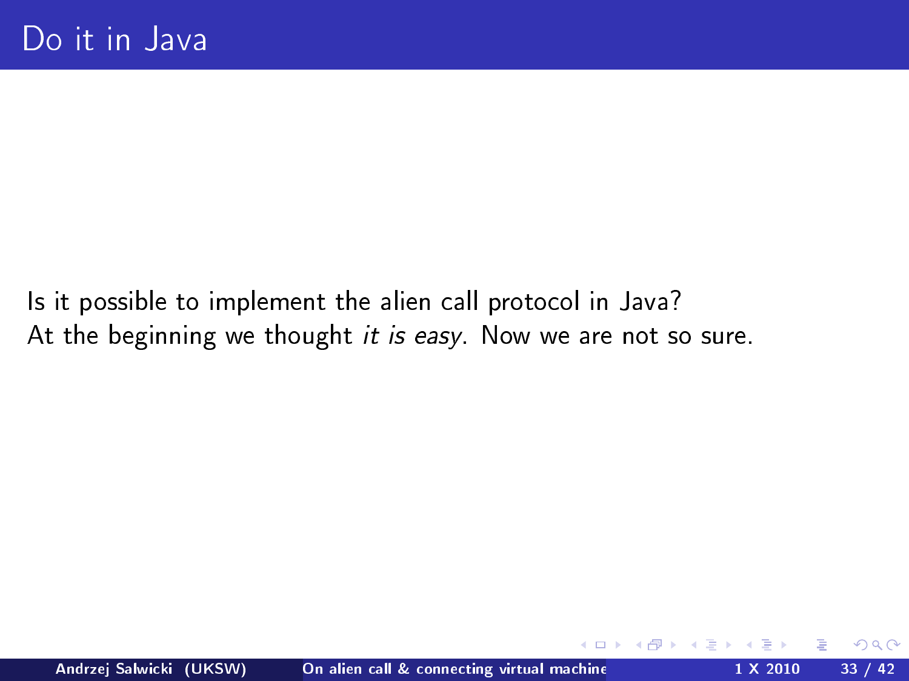# Do it in Java

Is it possible to implement the alien call protocol in Java?
At the beginning we thought *it is easy*. Now we are not so sure.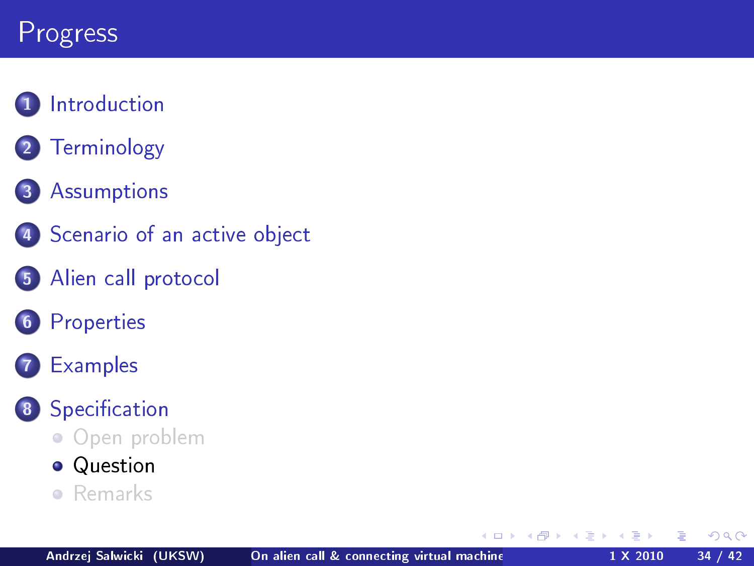# Progress

1. Introduction
2. Terminology
3. Assumptions
4. Scenario of an active object
5. Alien call protocol
6. Properties
7. Examples
8. Specification
   - Open problem
   - Question
   - Remarks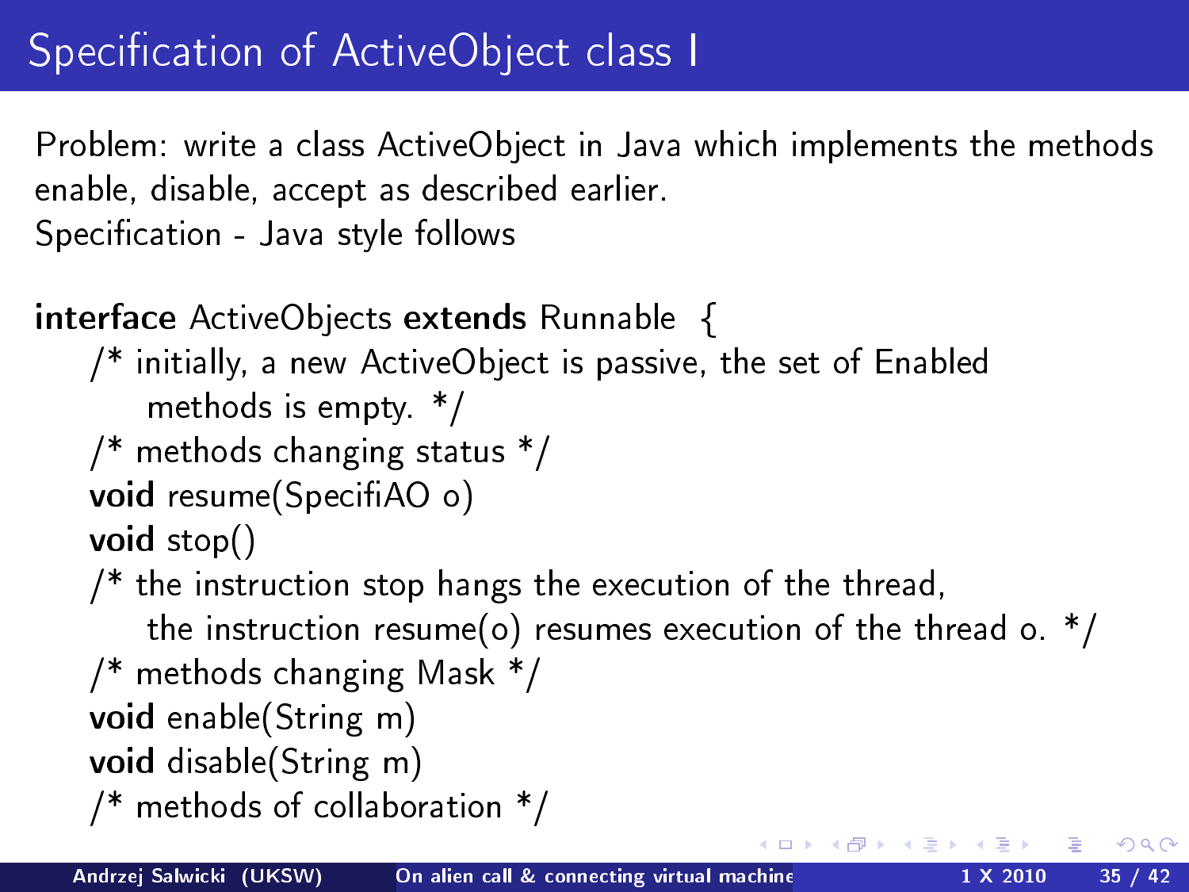# Specification of ActiveObject class I

Problem: write a class ActiveObject in Java which implements the methods enable, disable, accept as described earlier.
Specification - Java style follows

```
interface ActiveObjects extends Runnable {
    /* initially, a new ActiveObject is passive, the set of Enabled
        methods is empty. */
    /* methods changing status */
    void resume(SpecifiAO o)
    void stop()
    /* the instruction stop hangs the execution of the thread,
        the instruction resume(o) resumes execution of the thread o. */
    /* methods changing Mask */
    void enable(String m)
    void disable(String m)
    /* methods of collaboration */
```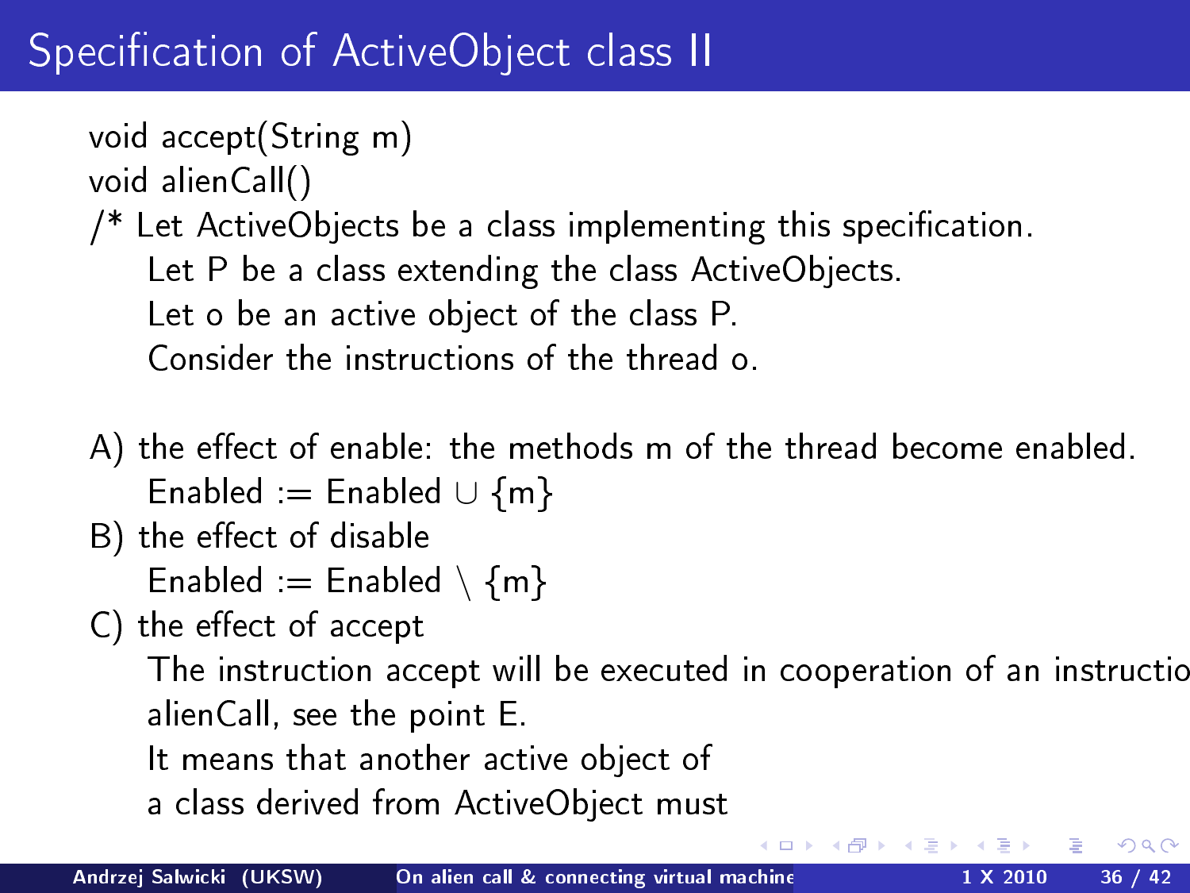# Specification of ActiveObject class II

void accept(String m)
void alienCall()
/* Let ActiveObjects be a class implementing this specification.
Let P be a class extending the class ActiveObjects.
Let o be an active object of the class P.
Consider the instructions of the thread o.

A) the effect of enable: the methods m of the thread become enabled.
$\text{Enabled} := \text{Enabled} \cup \{m\}$

B) the effect of disable
$\text{Enabled} := \text{Enabled} \setminus \{m\}$

C) the effect of accept
The instruction accept will be executed in cooperation of an instructio
alienCall, see the point E.
It means that another active object of
a class derived from ActiveObject must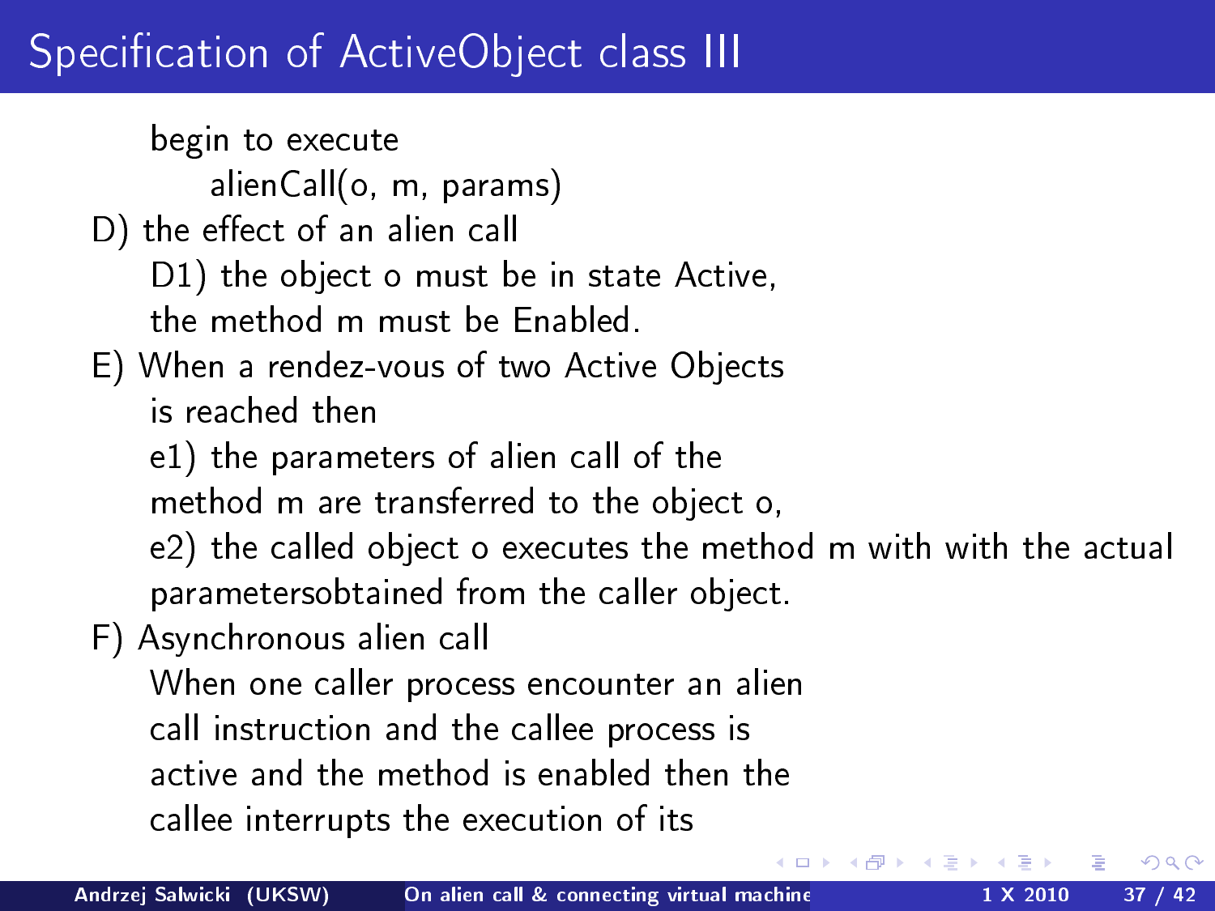# Specification of ActiveObject class III

begin to execute

alienCall(o, m, params)

D) the effect of an alien call

D1) the object o must be in state Active, the method m must be Enabled.

E) When a rendez-vous of two Active Objects is reached then

e1) the parameters of alien call of the method m are transferred to the object o,

e2) the called object o executes the method m with with the actual parametersobtained from the caller object.

F) Asynchronous alien call

When one caller process encounter an alien call instruction and the callee process is active and the method is enabled then the callee interrupts the execution of its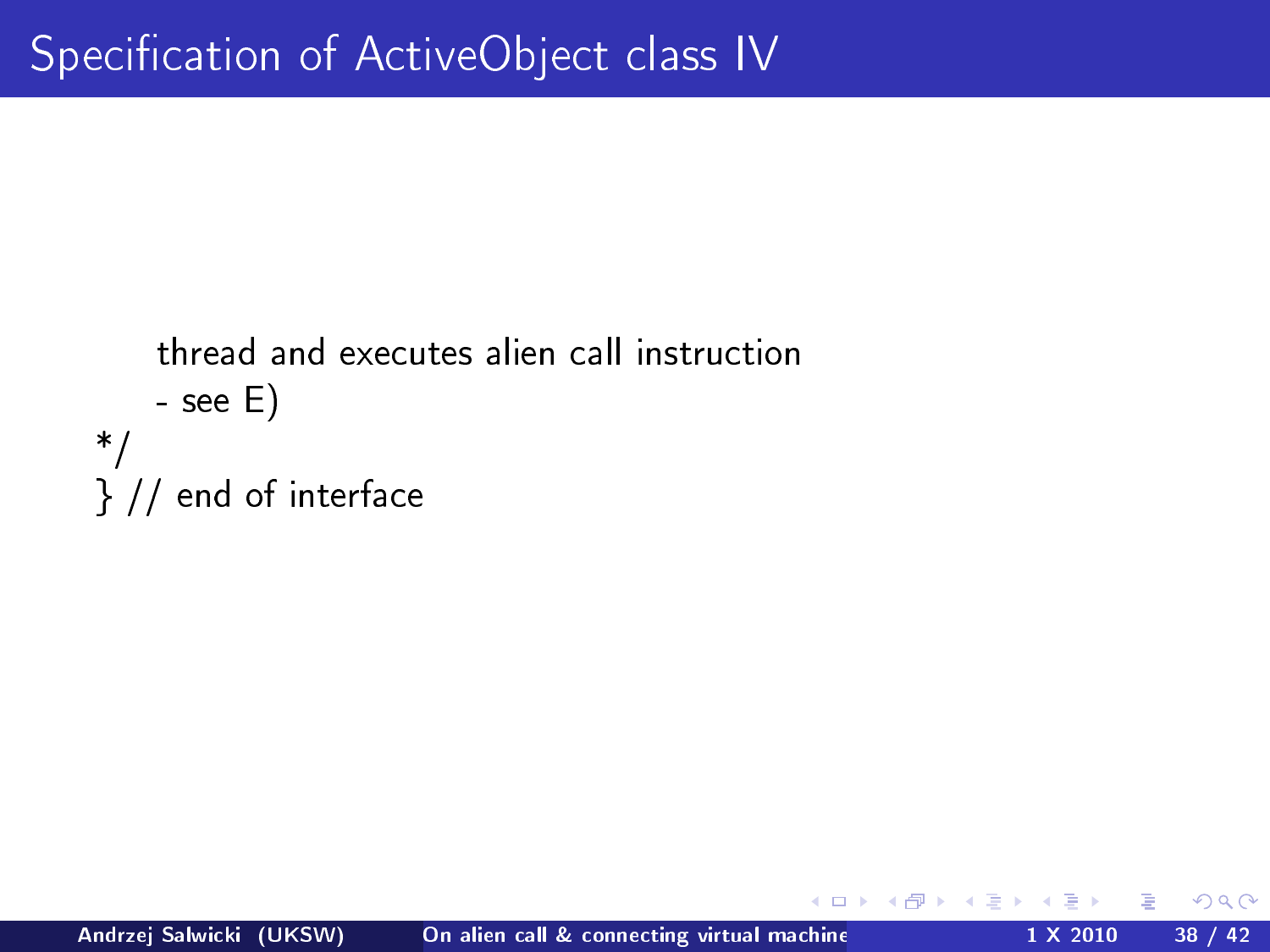# Specification of ActiveObject class IV

```
    thread and executes alien call instruction
    - see E)
*/
} // end of interface
```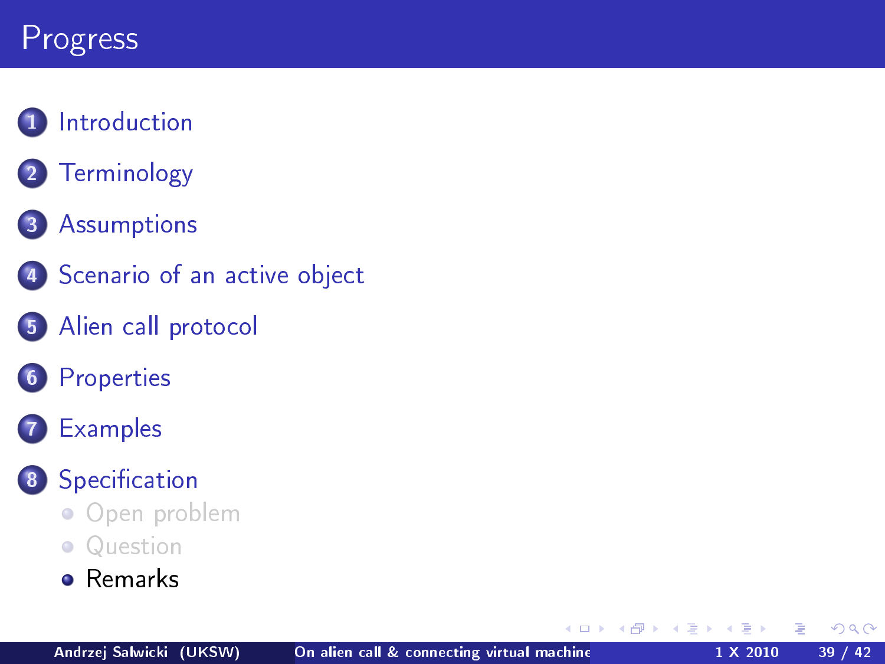# Progress

1. Introduction
2. Terminology
3. Assumptions
4. Scenario of an active object
5. Alien call protocol
6. Properties
7. Examples
8. Specification
   - Open problem
   - Question
   - Remarks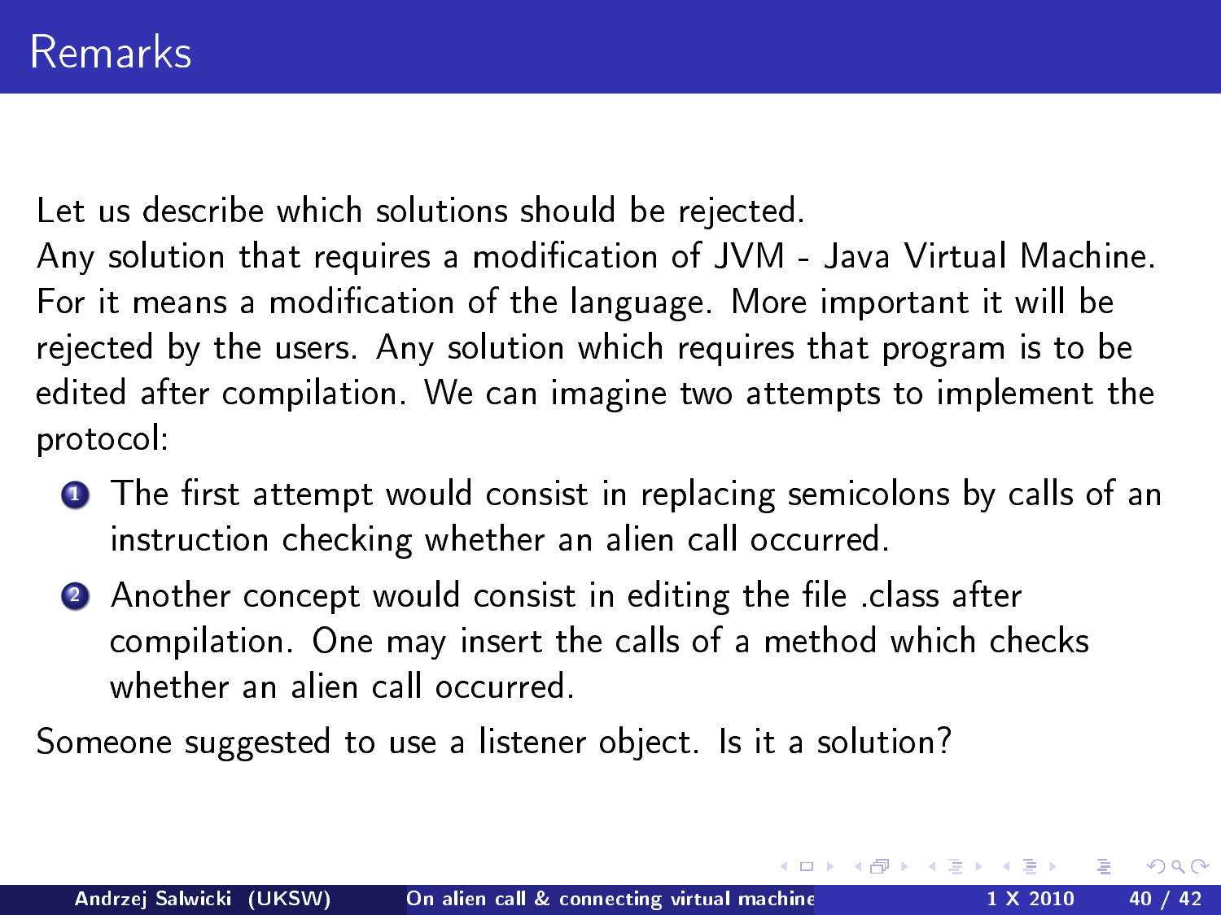# Remarks

Let us describe which solutions should be rejected.
Any solution that requires a modification of JVM - Java Virtual Machine. For it means a modification of the language. More important it will be rejected by the users. Any solution which requires that program is to be edited after compilation. We can imagine two attempts to implement the protocol:

1. The first attempt would consist in replacing semicolons by calls of an instruction checking whether an alien call occurred.
2. Another concept would consist in editing the file .class after compilation. One may insert the calls of a method which checks whether an alien call occurred.

Someone suggested to use a listener object. Is it a solution?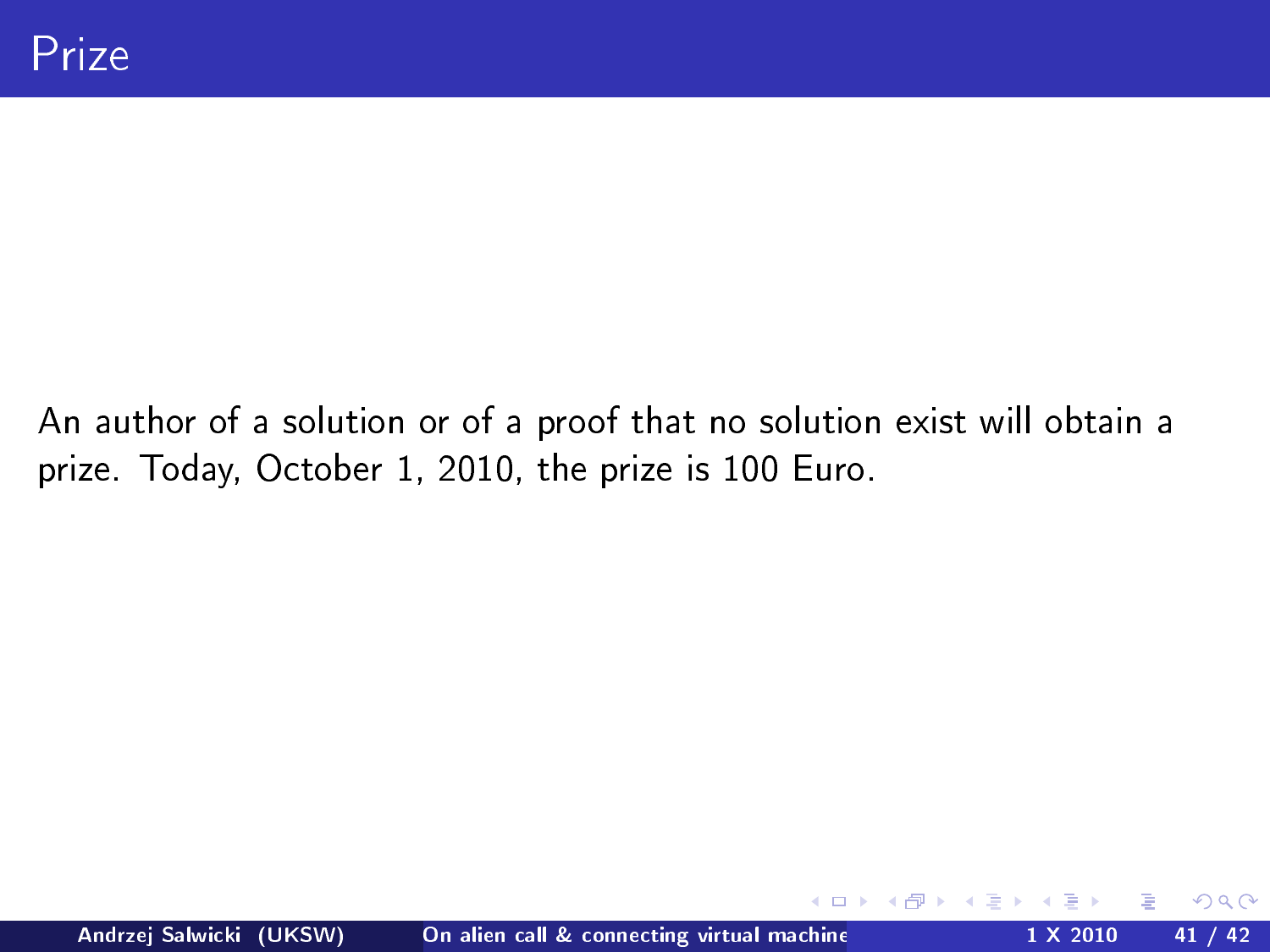# Prize

An author of a solution or of a proof that no solution exist will obtain a prize. Today, October 1, 2010, the prize is 100 Euro.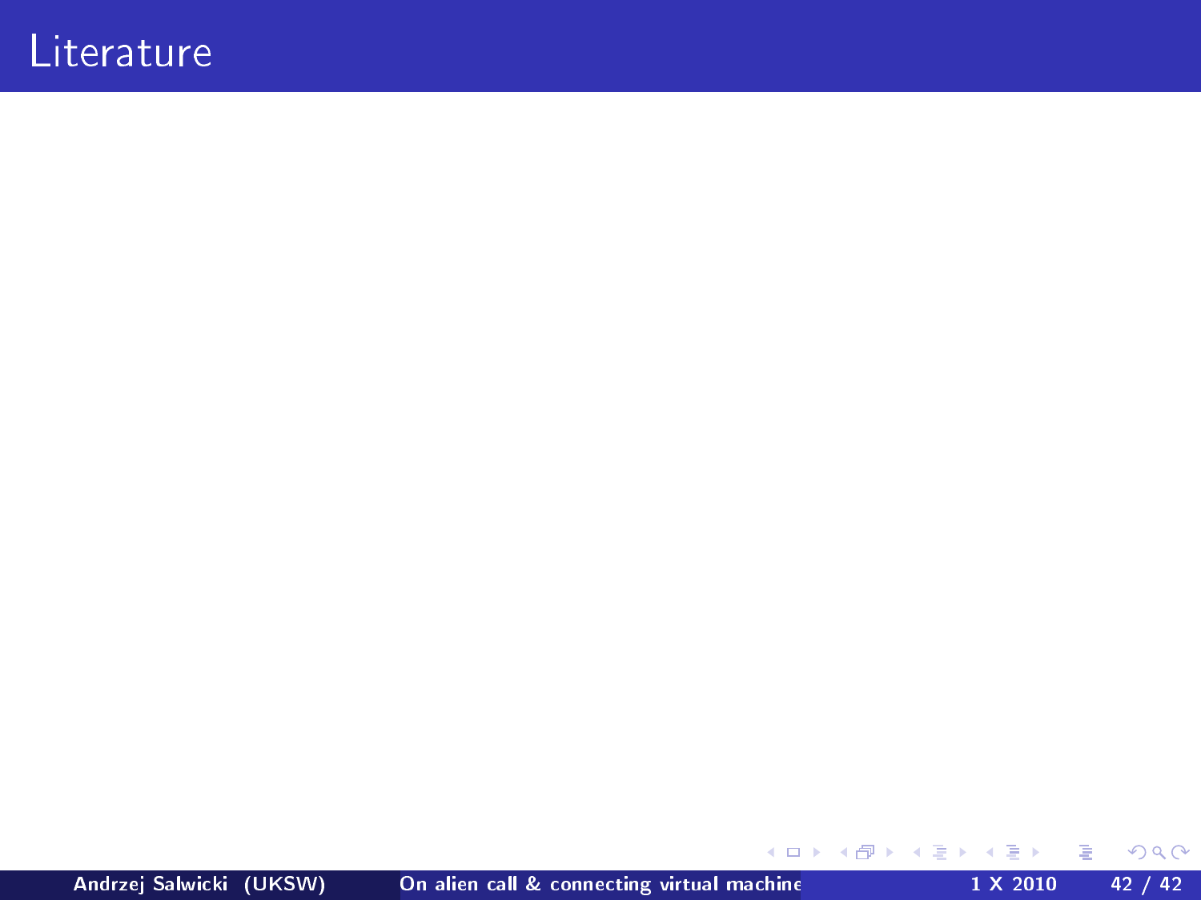# Literature